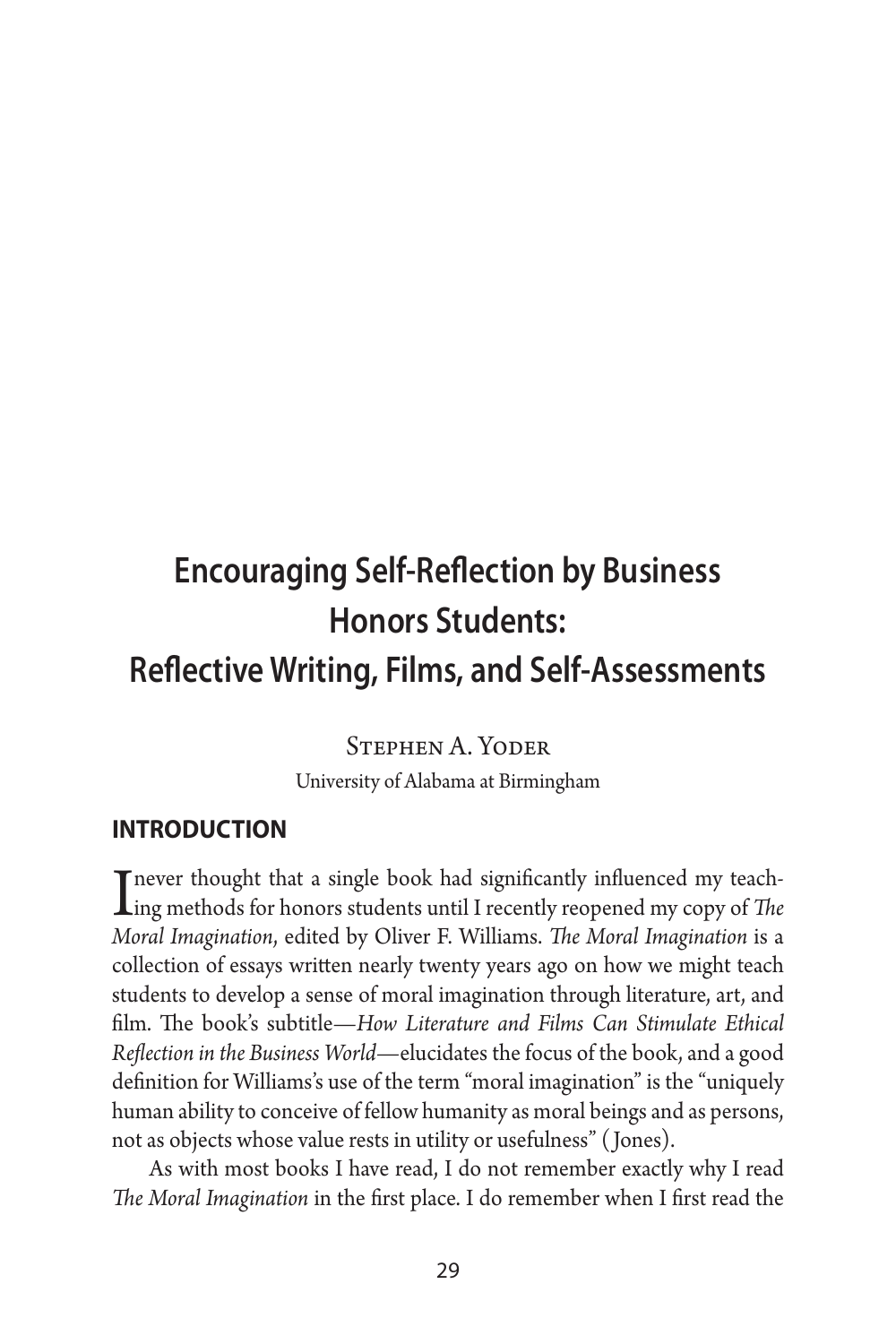# Encouraging Self-Reflection by Business Honors Students: Reflective Writing, Films, and Self-Assessments

Stephen A. Yoder

University of Alabama at Birmingham

## INTRODUCTION

I never thought that a single book had significantly influenced my teaching methods for honors students until I recently reopened my copy of *The Moral Imagination*, edited by Oliver F. Williams. *The Moral Imagination* is a collection of essays written nearly twenty years ago on how we might teach students to develop a sense of moral imagination through literature, art, and film. The book's subtitle—*How Literature and Films Can Stimulate Ethical Reflection in the Business World*—elucidates the focus of the book, and a good definition for Williams's use of the term "moral imagination" is the "uniquely human ability to conceive of fellow humanity as moral beings and as persons, not as objects whose value rests in utility or usefulness" (Jones).

As with most books I have read, I do not remember exactly why I read *The Moral Imagination* in the first place. I do remember when I first read the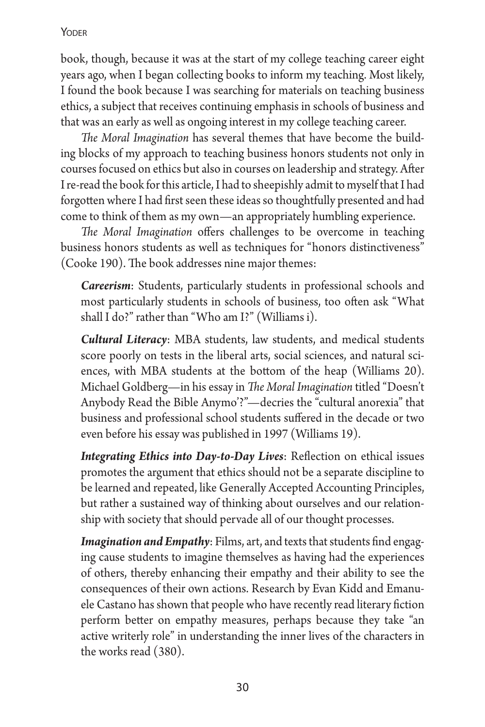book, though, because it was at the start of my college teaching career eight years ago, when I began collecting books to inform my teaching. Most likely, I found the book because I was searching for materials on teaching business ethics, a subject that receives continuing emphasis in schools of business and that was an early as well as ongoing interest in my college teaching career.

*The Moral Imagination* has several themes that have become the building blocks of my approach to teaching business honors students not only in courses focused on ethics but also in courses on leadership and strategy. After I re-read the book for this article, I had to sheepishly admit to myself that I had forgotten where I had first seen these ideas so thoughtfully presented and had come to think of them as my own—an appropriately humbling experience.

*The Moral Imagination* offers challenges to be overcome in teaching business honors students as well as techniques for "honors distinctiveness" (Cooke 190). The book addresses nine major themes:

> ***Careerism***: Students, particularly students in professional schools and most particularly students in schools of business, too often ask "What shall I do?" rather than "Who am I?" (Williams i).
>
> ***Cultural Literacy***: MBA students, law students, and medical students score poorly on tests in the liberal arts, social sciences, and natural sciences, with MBA students at the bottom of the heap (Williams 20). Michael Goldberg—in his essay in *The Moral Imagination* titled "Doesn't Anybody Read the Bible Anymo'?"—decries the "cultural anorexia" that business and professional school students suffered in the decade or two even before his essay was published in 1997 (Williams 19).
>
> ***Integrating Ethics into Day-to-Day Lives***: Reflection on ethical issues promotes the argument that ethics should not be a separate discipline to be learned and repeated, like Generally Accepted Accounting Principles, but rather a sustained way of thinking about ourselves and our relationship with society that should pervade all of our thought processes.
>
> ***Imagination and Empathy***: Films, art, and texts that students find engaging cause students to imagine themselves as having had the experiences of others, thereby enhancing their empathy and their ability to see the consequences of their own actions. Research by Evan Kidd and Emanuele Castano has shown that people who have recently read literary fiction perform better on empathy measures, perhaps because they take "an active writerly role" in understanding the inner lives of the characters in the works read (380).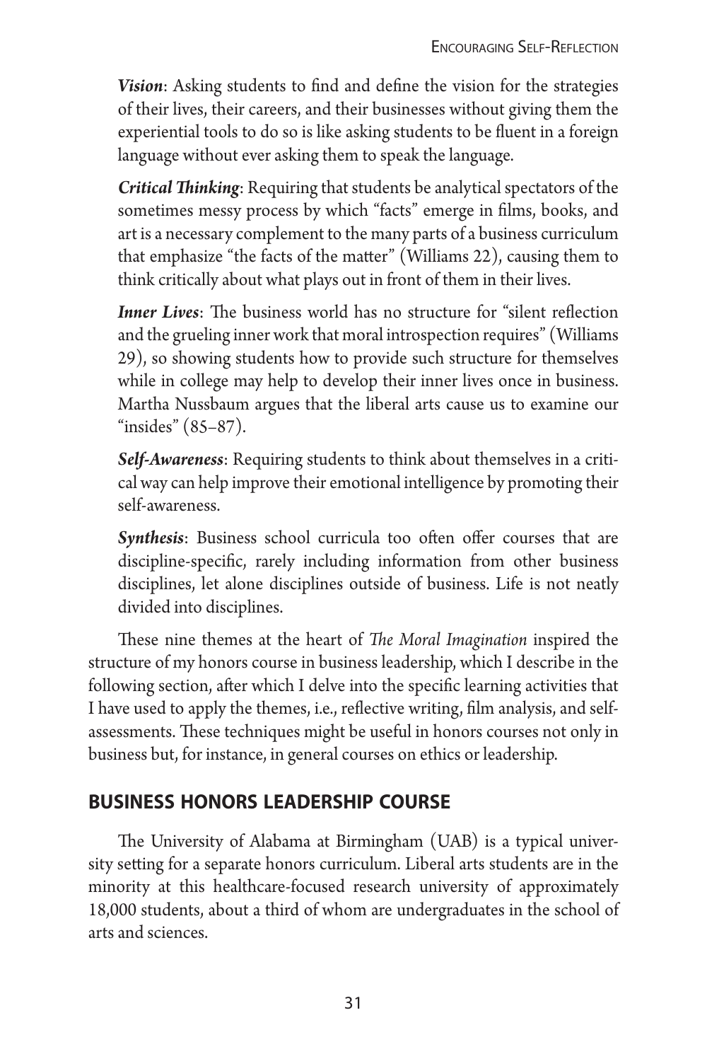***Vision***: Asking students to find and define the vision for the strategies of their lives, their careers, and their businesses without giving them the experiential tools to do so is like asking students to be fluent in a foreign language without ever asking them to speak the language.

***Critical Thinking***: Requiring that students be analytical spectators of the sometimes messy process by which "facts" emerge in films, books, and art is a necessary complement to the many parts of a business curriculum that emphasize "the facts of the matter" (Williams 22), causing them to think critically about what plays out in front of them in their lives.

***Inner Lives***: The business world has no structure for "silent reflection and the grueling inner work that moral introspection requires" (Williams 29), so showing students how to provide such structure for themselves while in college may help to develop their inner lives once in business. Martha Nussbaum argues that the liberal arts cause us to examine our "insides" (85–87).

***Self-Awareness***: Requiring students to think about themselves in a critical way can help improve their emotional intelligence by promoting their self-awareness.

***Synthesis***: Business school curricula too often offer courses that are discipline-specific, rarely including information from other business disciplines, let alone disciplines outside of business. Life is not neatly divided into disciplines.

These nine themes at the heart of *The Moral Imagination* inspired the structure of my honors course in business leadership, which I describe in the following section, after which I delve into the specific learning activities that I have used to apply the themes, i.e., reflective writing, film analysis, and self-assessments. These techniques might be useful in honors courses not only in business but, for instance, in general courses on ethics or leadership.

## BUSINESS HONORS LEADERSHIP COURSE

The University of Alabama at Birmingham (UAB) is a typical university setting for a separate honors curriculum. Liberal arts students are in the minority at this healthcare-focused research university of approximately 18,000 students, about a third of whom are undergraduates in the school of arts and sciences.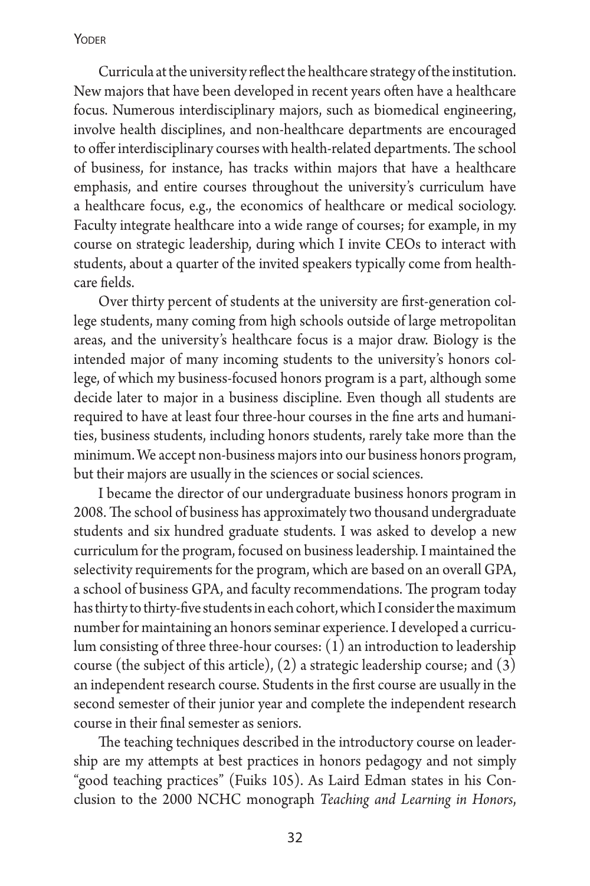Curricula at the university reflect the healthcare strategy of the institution. New majors that have been developed in recent years often have a healthcare focus. Numerous interdisciplinary majors, such as biomedical engineering, involve health disciplines, and non-healthcare departments are encouraged to offer interdisciplinary courses with health-related departments. The school of business, for instance, has tracks within majors that have a healthcare emphasis, and entire courses throughout the university's curriculum have a healthcare focus, e.g., the economics of healthcare or medical sociology. Faculty integrate healthcare into a wide range of courses; for example, in my course on strategic leadership, during which I invite CEOs to interact with students, about a quarter of the invited speakers typically come from healthcare fields.

Over thirty percent of students at the university are first-generation college students, many coming from high schools outside of large metropolitan areas, and the university's healthcare focus is a major draw. Biology is the intended major of many incoming students to the university's honors college, of which my business-focused honors program is a part, although some decide later to major in a business discipline. Even though all students are required to have at least four three-hour courses in the fine arts and humanities, business students, including honors students, rarely take more than the minimum. We accept non-business majors into our business honors program, but their majors are usually in the sciences or social sciences.

I became the director of our undergraduate business honors program in 2008. The school of business has approximately two thousand undergraduate students and six hundred graduate students. I was asked to develop a new curriculum for the program, focused on business leadership. I maintained the selectivity requirements for the program, which are based on an overall GPA, a school of business GPA, and faculty recommendations. The program today has thirty to thirty-five students in each cohort, which I consider the maximum number for maintaining an honors seminar experience. I developed a curriculum consisting of three three-hour courses: (1) an introduction to leadership course (the subject of this article), (2) a strategic leadership course; and (3) an independent research course. Students in the first course are usually in the second semester of their junior year and complete the independent research course in their final semester as seniors.

The teaching techniques described in the introductory course on leadership are my attempts at best practices in honors pedagogy and not simply "good teaching practices" (Fuiks 105). As Laird Edman states in his Conclusion to the 2000 NCHC monograph *Teaching and Learning in Honors*,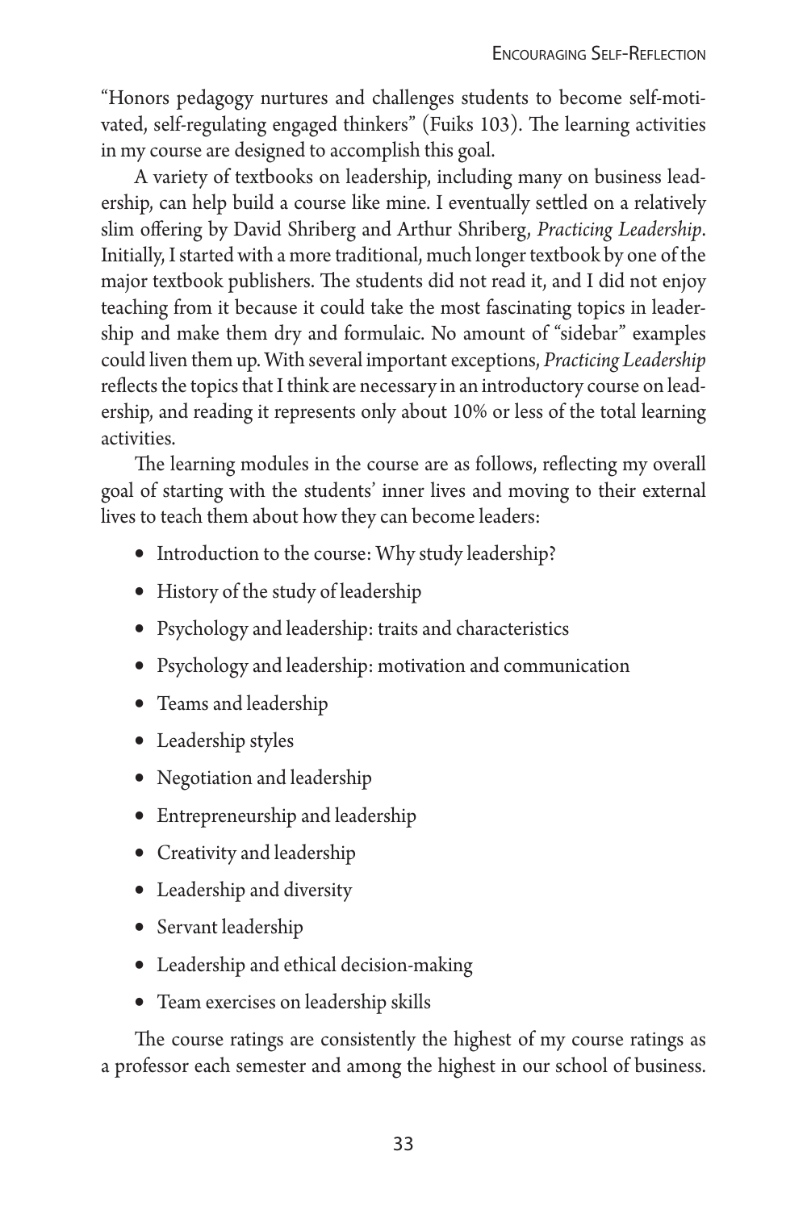"Honors pedagogy nurtures and challenges students to become self-motivated, self-regulating engaged thinkers" (Fuiks 103). The learning activities in my course are designed to accomplish this goal.

A variety of textbooks on leadership, including many on business leadership, can help build a course like mine. I eventually settled on a relatively slim offering by David Shriberg and Arthur Shriberg, *Practicing Leadership*. Initially, I started with a more traditional, much longer textbook by one of the major textbook publishers. The students did not read it, and I did not enjoy teaching from it because it could take the most fascinating topics in leadership and make them dry and formulaic. No amount of "sidebar" examples could liven them up. With several important exceptions, *Practicing Leadership* reflects the topics that I think are necessary in an introductory course on leadership, and reading it represents only about 10% or less of the total learning activities.

The learning modules in the course are as follows, reflecting my overall goal of starting with the students' inner lives and moving to their external lives to teach them about how they can become leaders:

- Introduction to the course: Why study leadership?
- History of the study of leadership
- Psychology and leadership: traits and characteristics
- Psychology and leadership: motivation and communication
- Teams and leadership
- Leadership styles
- Negotiation and leadership
- Entrepreneurship and leadership
- Creativity and leadership
- Leadership and diversity
- Servant leadership
- Leadership and ethical decision-making
- Team exercises on leadership skills

The course ratings are consistently the highest of my course ratings as a professor each semester and among the highest in our school of business.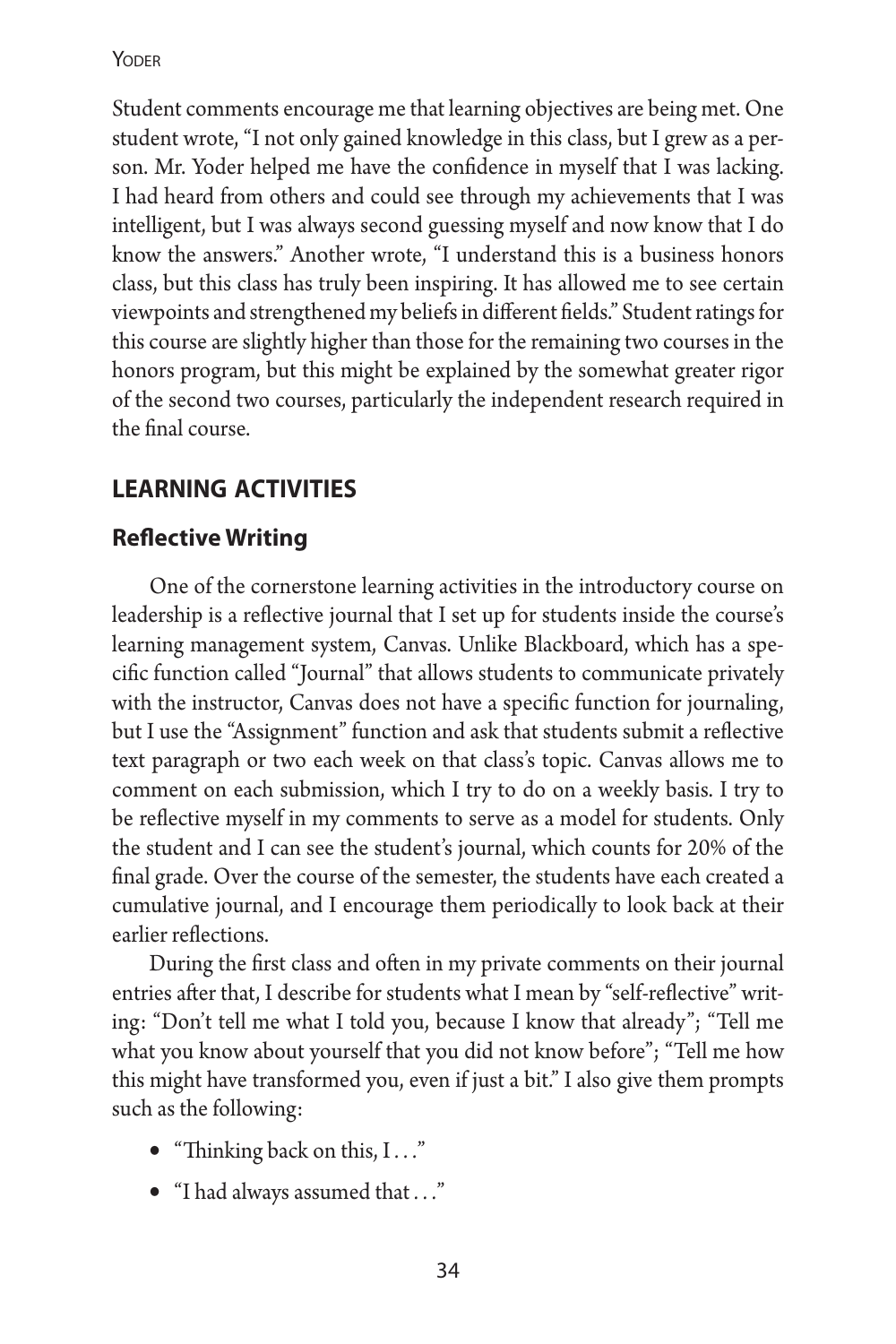Student comments encourage me that learning objectives are being met. One student wrote, "I not only gained knowledge in this class, but I grew as a person. Mr. Yoder helped me have the confidence in myself that I was lacking. I had heard from others and could see through my achievements that I was intelligent, but I was always second guessing myself and now know that I do know the answers." Another wrote, "I understand this is a business honors class, but this class has truly been inspiring. It has allowed me to see certain viewpoints and strengthened my beliefs in different fields." Student ratings for this course are slightly higher than those for the remaining two courses in the honors program, but this might be explained by the somewhat greater rigor of the second two courses, particularly the independent research required in the final course.

## LEARNING ACTIVITIES

### Reflective Writing

One of the cornerstone learning activities in the introductory course on leadership is a reflective journal that I set up for students inside the course's learning management system, Canvas. Unlike Blackboard, which has a specific function called "Journal" that allows students to communicate privately with the instructor, Canvas does not have a specific function for journaling, but I use the "Assignment" function and ask that students submit a reflective text paragraph or two each week on that class's topic. Canvas allows me to comment on each submission, which I try to do on a weekly basis. I try to be reflective myself in my comments to serve as a model for students. Only the student and I can see the student's journal, which counts for 20% of the final grade. Over the course of the semester, the students have each created a cumulative journal, and I encourage them periodically to look back at their earlier reflections.

During the first class and often in my private comments on their journal entries after that, I describe for students what I mean by "self-reflective" writing: "Don't tell me what I told you, because I know that already"; "Tell me what you know about yourself that you did not know before"; "Tell me how this might have transformed you, even if just a bit." I also give them prompts such as the following:

- "Thinking back on this, I . . ."
- "I had always assumed that . . ."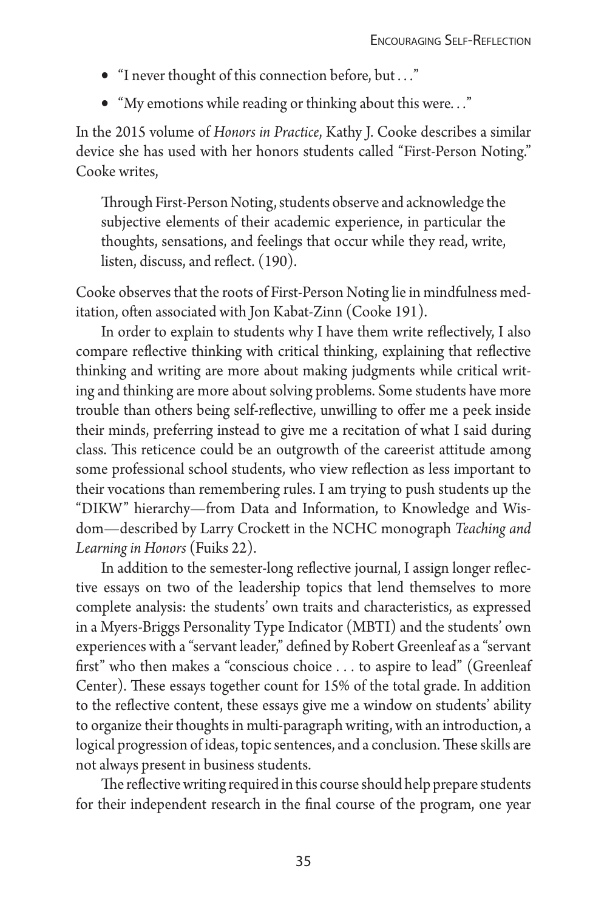- "I never thought of this connection before, but . . ."
- "My emotions while reading or thinking about this were. . ."

In the 2015 volume of *Honors in Practice*, Kathy J. Cooke describes a similar device she has used with her honors students called "First-Person Noting." Cooke writes,

> Through First-Person Noting, students observe and acknowledge the subjective elements of their academic experience, in particular the thoughts, sensations, and feelings that occur while they read, write, listen, discuss, and reflect. (190).

Cooke observes that the roots of First-Person Noting lie in mindfulness meditation, often associated with Jon Kabat-Zinn (Cooke 191).

In order to explain to students why I have them write reflectively, I also compare reflective thinking with critical thinking, explaining that reflective thinking and writing are more about making judgments while critical writing and thinking are more about solving problems. Some students have more trouble than others being self-reflective, unwilling to offer me a peek inside their minds, preferring instead to give me a recitation of what I said during class. This reticence could be an outgrowth of the careerist attitude among some professional school students, who view reflection as less important to their vocations than remembering rules. I am trying to push students up the "DIKW" hierarchy—from Data and Information, to Knowledge and Wisdom—described by Larry Crockett in the NCHC monograph *Teaching and Learning in Honors* (Fuiks 22).

In addition to the semester-long reflective journal, I assign longer reflective essays on two of the leadership topics that lend themselves to more complete analysis: the students' own traits and characteristics, as expressed in a Myers-Briggs Personality Type Indicator (MBTI) and the students' own experiences with a "servant leader," defined by Robert Greenleaf as a "servant first" who then makes a "conscious choice . . . to aspire to lead" (Greenleaf Center). These essays together count for 15% of the total grade. In addition to the reflective content, these essays give me a window on students' ability to organize their thoughts in multi-paragraph writing, with an introduction, a logical progression of ideas, topic sentences, and a conclusion. These skills are not always present in business students.

The reflective writing required in this course should help prepare students for their independent research in the final course of the program, one year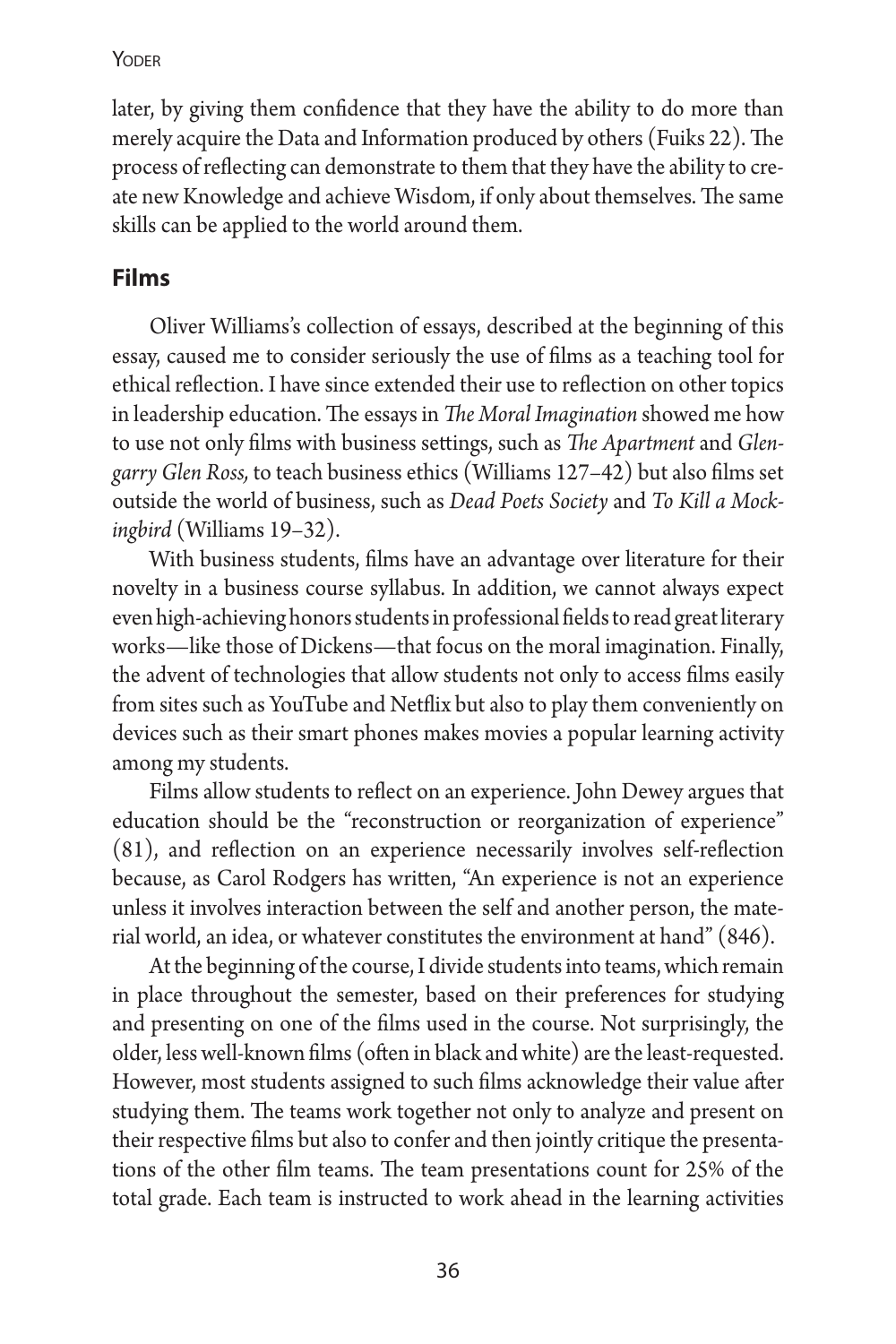later, by giving them confidence that they have the ability to do more than merely acquire the Data and Information produced by others (Fuiks 22). The process of reflecting can demonstrate to them that they have the ability to create new Knowledge and achieve Wisdom, if only about themselves. The same skills can be applied to the world around them.

## Films

Oliver Williams's collection of essays, described at the beginning of this essay, caused me to consider seriously the use of films as a teaching tool for ethical reflection. I have since extended their use to reflection on other topics in leadership education. The essays in *The Moral Imagination* showed me how to use not only films with business settings, such as *The Apartment* and *Glengarry Glen Ross,* to teach business ethics (Williams 127–42) but also films set outside the world of business, such as *Dead Poets Society* and *To Kill a Mockingbird* (Williams 19–32).

With business students, films have an advantage over literature for their novelty in a business course syllabus. In addition, we cannot always expect even high-achieving honors students in professional fields to read great literary works—like those of Dickens—that focus on the moral imagination. Finally, the advent of technologies that allow students not only to access films easily from sites such as YouTube and Netflix but also to play them conveniently on devices such as their smart phones makes movies a popular learning activity among my students.

Films allow students to reflect on an experience. John Dewey argues that education should be the "reconstruction or reorganization of experience" (81), and reflection on an experience necessarily involves self-reflection because, as Carol Rodgers has written, "An experience is not an experience unless it involves interaction between the self and another person, the material world, an idea, or whatever constitutes the environment at hand" (846).

At the beginning of the course, I divide students into teams, which remain in place throughout the semester, based on their preferences for studying and presenting on one of the films used in the course. Not surprisingly, the older, less well-known films (often in black and white) are the least-requested. However, most students assigned to such films acknowledge their value after studying them. The teams work together not only to analyze and present on their respective films but also to confer and then jointly critique the presentations of the other film teams. The team presentations count for 25% of the total grade. Each team is instructed to work ahead in the learning activities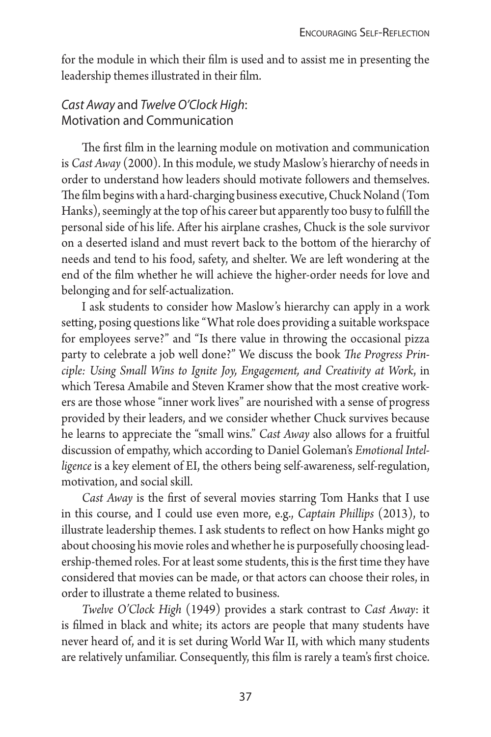for the module in which their film is used and to assist me in presenting the leadership themes illustrated in their film.

## *Cast Away* and *Twelve O'Clock High*: Motivation and Communication

The first film in the learning module on motivation and communication is *Cast Away* (2000). In this module, we study Maslow's hierarchy of needs in order to understand how leaders should motivate followers and themselves. The film begins with a hard-charging business executive, Chuck Noland (Tom Hanks), seemingly at the top of his career but apparently too busy to fulfill the personal side of his life. After his airplane crashes, Chuck is the sole survivor on a deserted island and must revert back to the bottom of the hierarchy of needs and tend to his food, safety, and shelter. We are left wondering at the end of the film whether he will achieve the higher-order needs for love and belonging and for self-actualization.

I ask students to consider how Maslow's hierarchy can apply in a work setting, posing questions like "What role does providing a suitable workspace for employees serve?" and "Is there value in throwing the occasional pizza party to celebrate a job well done?" We discuss the book *The Progress Principle: Using Small Wins to Ignite Joy, Engagement, and Creativity at Work*, in which Teresa Amabile and Steven Kramer show that the most creative workers are those whose "inner work lives" are nourished with a sense of progress provided by their leaders, and we consider whether Chuck survives because he learns to appreciate the "small wins." *Cast Away* also allows for a fruitful discussion of empathy, which according to Daniel Goleman's *Emotional Intelligence* is a key element of EI, the others being self-awareness, self-regulation, motivation, and social skill.

*Cast Away* is the first of several movies starring Tom Hanks that I use in this course, and I could use even more, e.g., *Captain Phillips* (2013), to illustrate leadership themes. I ask students to reflect on how Hanks might go about choosing his movie roles and whether he is purposefully choosing leadership-themed roles. For at least some students, this is the first time they have considered that movies can be made, or that actors can choose their roles, in order to illustrate a theme related to business.

*Twelve O'Clock High* (1949) provides a stark contrast to *Cast Away*: it is filmed in black and white; its actors are people that many students have never heard of, and it is set during World War II, with which many students are relatively unfamiliar. Consequently, this film is rarely a team's first choice.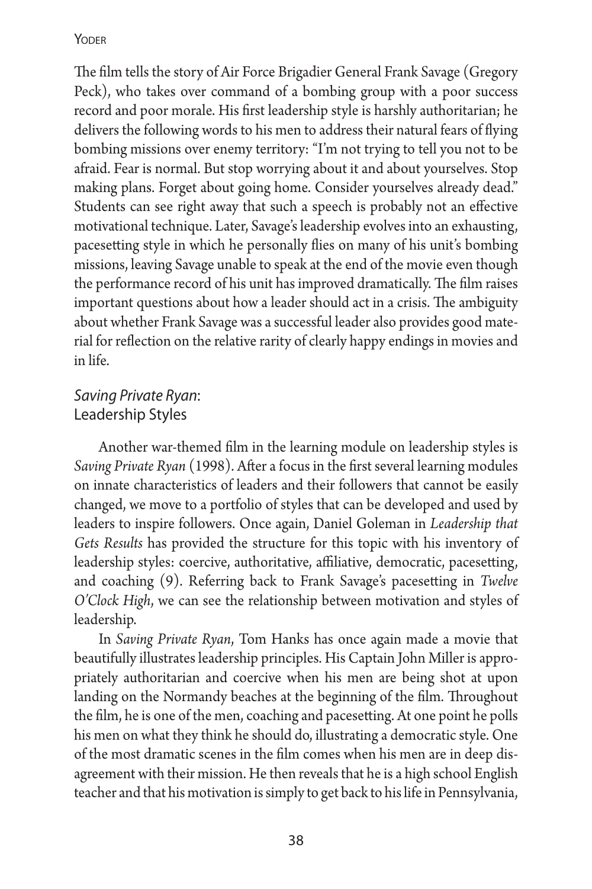The film tells the story of Air Force Brigadier General Frank Savage (Gregory Peck), who takes over command of a bombing group with a poor success record and poor morale. His first leadership style is harshly authoritarian; he delivers the following words to his men to address their natural fears of flying bombing missions over enemy territory: "I'm not trying to tell you not to be afraid. Fear is normal. But stop worrying about it and about yourselves. Stop making plans. Forget about going home. Consider yourselves already dead." Students can see right away that such a speech is probably not an effective motivational technique. Later, Savage's leadership evolves into an exhausting, pacesetting style in which he personally flies on many of his unit's bombing missions, leaving Savage unable to speak at the end of the movie even though the performance record of his unit has improved dramatically. The film raises important questions about how a leader should act in a crisis. The ambiguity about whether Frank Savage was a successful leader also provides good material for reflection on the relative rarity of clearly happy endings in movies and in life.

## *Saving Private Ryan*: Leadership Styles

Another war-themed film in the learning module on leadership styles is *Saving Private Ryan* (1998). After a focus in the first several learning modules on innate characteristics of leaders and their followers that cannot be easily changed, we move to a portfolio of styles that can be developed and used by leaders to inspire followers. Once again, Daniel Goleman in *Leadership that Gets Results* has provided the structure for this topic with his inventory of leadership styles: coercive, authoritative, affiliative, democratic, pacesetting, and coaching (9). Referring back to Frank Savage's pacesetting in *Twelve O'Clock High*, we can see the relationship between motivation and styles of leadership.

In *Saving Private Ryan*, Tom Hanks has once again made a movie that beautifully illustrates leadership principles. His Captain John Miller is appropriately authoritarian and coercive when his men are being shot at upon landing on the Normandy beaches at the beginning of the film. Throughout the film, he is one of the men, coaching and pacesetting. At one point he polls his men on what they think he should do, illustrating a democratic style. One of the most dramatic scenes in the film comes when his men are in deep disagreement with their mission. He then reveals that he is a high school English teacher and that his motivation is simply to get back to his life in Pennsylvania,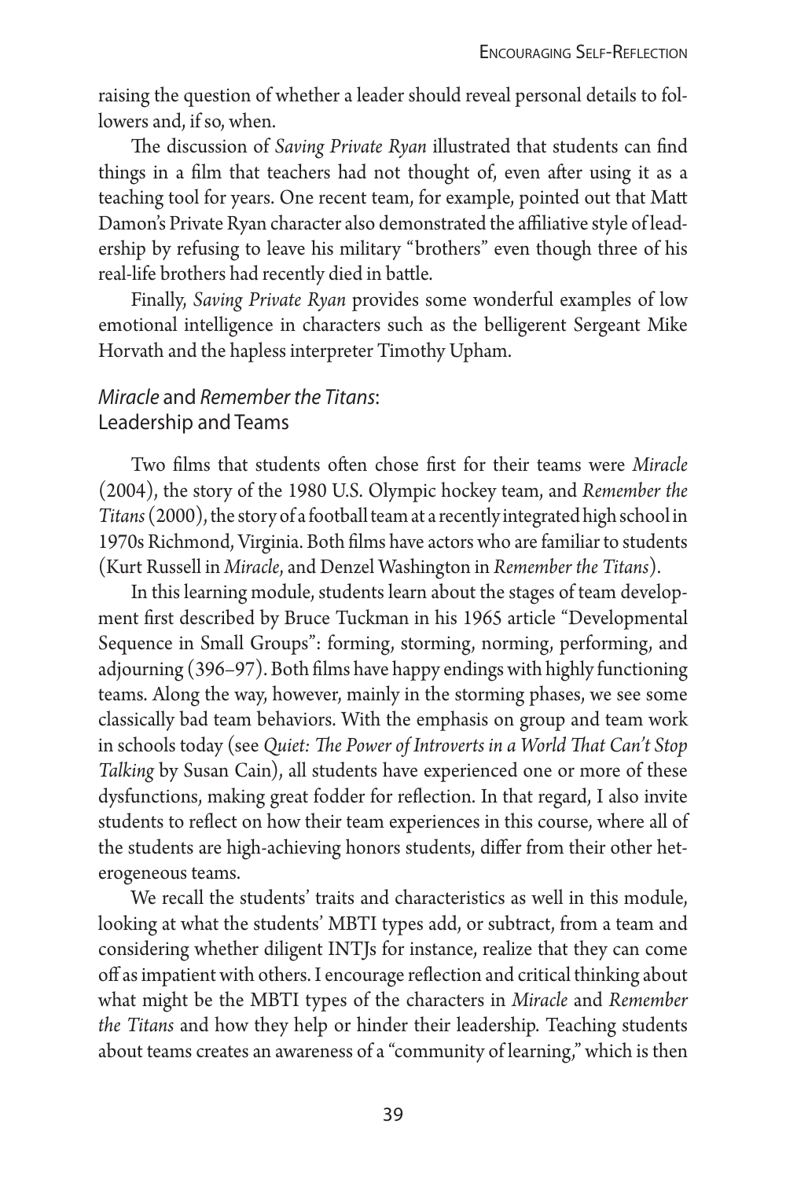raising the question of whether a leader should reveal personal details to followers and, if so, when.

The discussion of *Saving Private Ryan* illustrated that students can find things in a film that teachers had not thought of, even after using it as a teaching tool for years. One recent team, for example, pointed out that Matt Damon's Private Ryan character also demonstrated the affiliative style of leadership by refusing to leave his military "brothers" even though three of his real-life brothers had recently died in battle.

Finally, *Saving Private Ryan* provides some wonderful examples of low emotional intelligence in characters such as the belligerent Sergeant Mike Horvath and the hapless interpreter Timothy Upham.

## *Miracle* and *Remember the Titans*: Leadership and Teams

Two films that students often chose first for their teams were *Miracle* (2004), the story of the 1980 U.S. Olympic hockey team, and *Remember the Titans* (2000), the story of a football team at a recently integrated high school in 1970s Richmond, Virginia. Both films have actors who are familiar to students (Kurt Russell in *Miracle*, and Denzel Washington in *Remember the Titans*).

In this learning module, students learn about the stages of team development first described by Bruce Tuckman in his 1965 article "Developmental Sequence in Small Groups": forming, storming, norming, performing, and adjourning (396–97). Both films have happy endings with highly functioning teams. Along the way, however, mainly in the storming phases, we see some classically bad team behaviors. With the emphasis on group and team work in schools today (see *Quiet: The Power of Introverts in a World That Can't Stop Talking* by Susan Cain), all students have experienced one or more of these dysfunctions, making great fodder for reflection. In that regard, I also invite students to reflect on how their team experiences in this course, where all of the students are high-achieving honors students, differ from their other heterogeneous teams.

We recall the students' traits and characteristics as well in this module, looking at what the students' MBTI types add, or subtract, from a team and considering whether diligent INTJs for instance, realize that they can come off as impatient with others. I encourage reflection and critical thinking about what might be the MBTI types of the characters in *Miracle* and *Remember the Titans* and how they help or hinder their leadership. Teaching students about teams creates an awareness of a "community of learning," which is then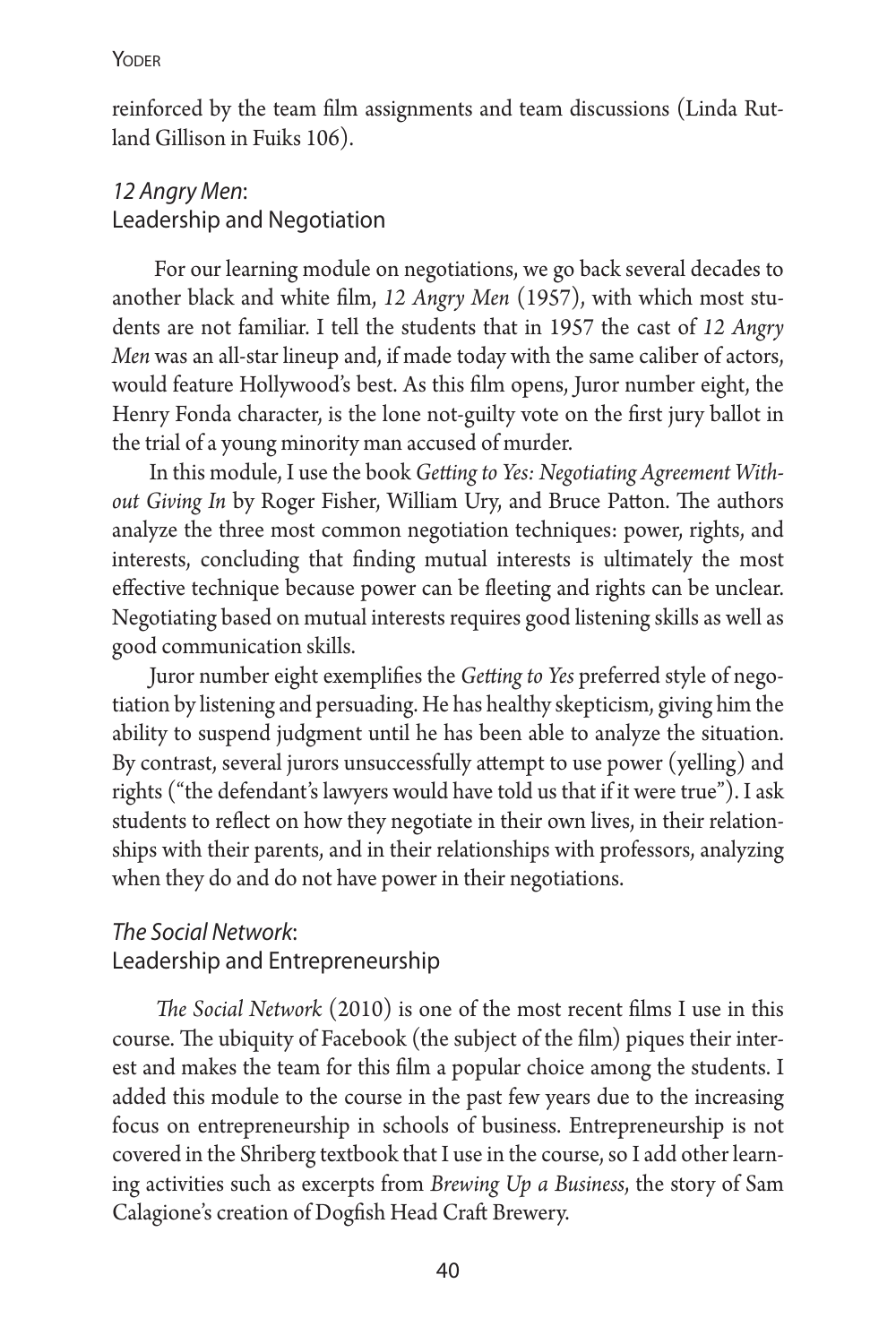reinforced by the team film assignments and team discussions (Linda Rutland Gillison in Fuiks 106).

## *12 Angry Men*: Leadership and Negotiation

For our learning module on negotiations, we go back several decades to another black and white film, *12 Angry Men* (1957), with which most students are not familiar. I tell the students that in 1957 the cast of *12 Angry Men* was an all-star lineup and, if made today with the same caliber of actors, would feature Hollywood's best. As this film opens, Juror number eight, the Henry Fonda character, is the lone not-guilty vote on the first jury ballot in the trial of a young minority man accused of murder.

In this module, I use the book *Getting to Yes: Negotiating Agreement Without Giving In* by Roger Fisher, William Ury, and Bruce Patton. The authors analyze the three most common negotiation techniques: power, rights, and interests, concluding that finding mutual interests is ultimately the most effective technique because power can be fleeting and rights can be unclear. Negotiating based on mutual interests requires good listening skills as well as good communication skills.

Juror number eight exemplifies the *Getting to Yes* preferred style of negotiation by listening and persuading. He has healthy skepticism, giving him the ability to suspend judgment until he has been able to analyze the situation. By contrast, several jurors unsuccessfully attempt to use power (yelling) and rights ("the defendant's lawyers would have told us that if it were true"). I ask students to reflect on how they negotiate in their own lives, in their relationships with their parents, and in their relationships with professors, analyzing when they do and do not have power in their negotiations.

## *The Social Network*: Leadership and Entrepreneurship

*The Social Network* (2010) is one of the most recent films I use in this course. The ubiquity of Facebook (the subject of the film) piques their interest and makes the team for this film a popular choice among the students. I added this module to the course in the past few years due to the increasing focus on entrepreneurship in schools of business. Entrepreneurship is not covered in the Shriberg textbook that I use in the course, so I add other learning activities such as excerpts from *Brewing Up a Business*, the story of Sam Calagione's creation of Dogfish Head Craft Brewery.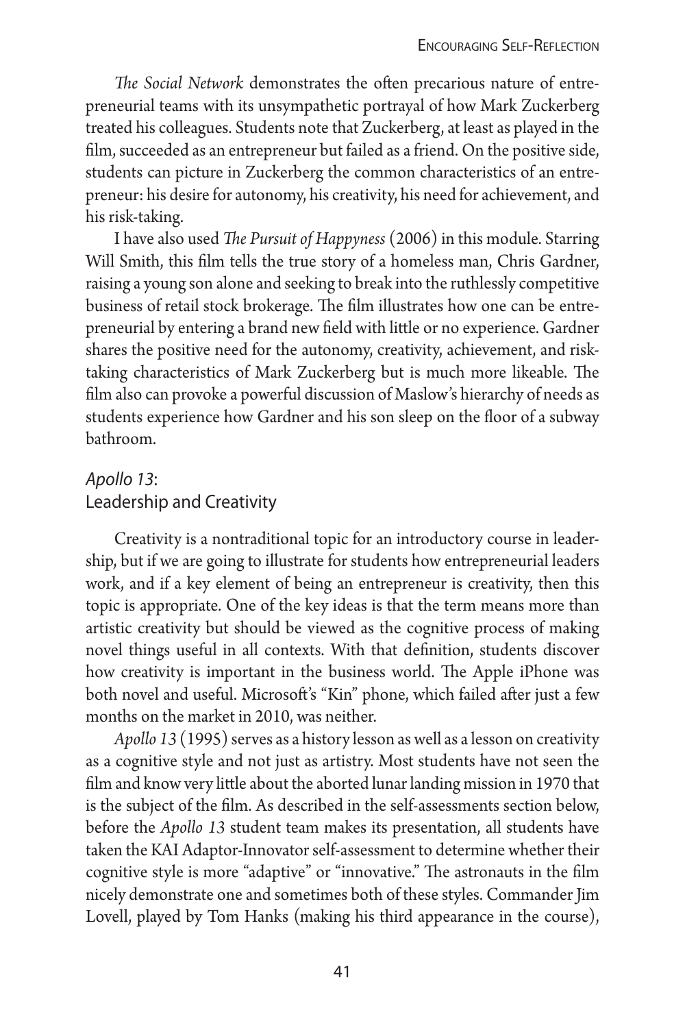*The Social Network* demonstrates the often precarious nature of entrepreneurial teams with its unsympathetic portrayal of how Mark Zuckerberg treated his colleagues. Students note that Zuckerberg, at least as played in the film, succeeded as an entrepreneur but failed as a friend. On the positive side, students can picture in Zuckerberg the common characteristics of an entrepreneur: his desire for autonomy, his creativity, his need for achievement, and his risk-taking.

I have also used *The Pursuit of Happyness* (2006) in this module. Starring Will Smith, this film tells the true story of a homeless man, Chris Gardner, raising a young son alone and seeking to break into the ruthlessly competitive business of retail stock brokerage. The film illustrates how one can be entrepreneurial by entering a brand new field with little or no experience. Gardner shares the positive need for the autonomy, creativity, achievement, and risk-taking characteristics of Mark Zuckerberg but is much more likeable. The film also can provoke a powerful discussion of Maslow's hierarchy of needs as students experience how Gardner and his son sleep on the floor of a subway bathroom.

## *Apollo 13*: Leadership and Creativity

Creativity is a nontraditional topic for an introductory course in leadership, but if we are going to illustrate for students how entrepreneurial leaders work, and if a key element of being an entrepreneur is creativity, then this topic is appropriate. One of the key ideas is that the term means more than artistic creativity but should be viewed as the cognitive process of making novel things useful in all contexts. With that definition, students discover how creativity is important in the business world. The Apple iPhone was both novel and useful. Microsoft's "Kin" phone, which failed after just a few months on the market in 2010, was neither.

*Apollo 13* (1995) serves as a history lesson as well as a lesson on creativity as a cognitive style and not just as artistry. Most students have not seen the film and know very little about the aborted lunar landing mission in 1970 that is the subject of the film. As described in the self-assessments section below, before the *Apollo 13* student team makes its presentation, all students have taken the KAI Adaptor-Innovator self-assessment to determine whether their cognitive style is more "adaptive" or "innovative." The astronauts in the film nicely demonstrate one and sometimes both of these styles. Commander Jim Lovell, played by Tom Hanks (making his third appearance in the course),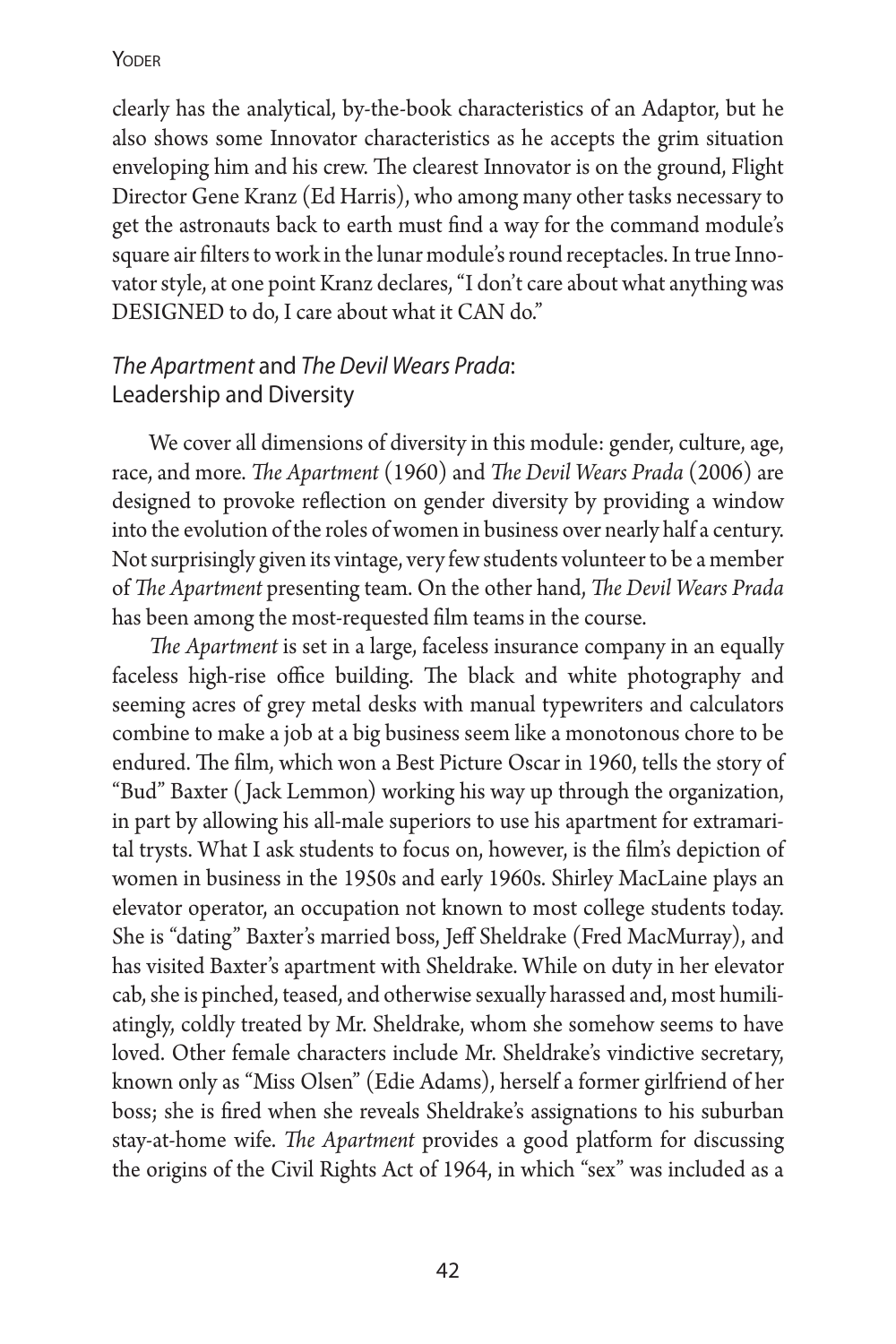clearly has the analytical, by-the-book characteristics of an Adaptor, but he also shows some Innovator characteristics as he accepts the grim situation enveloping him and his crew. The clearest Innovator is on the ground, Flight Director Gene Kranz (Ed Harris), who among many other tasks necessary to get the astronauts back to earth must find a way for the command module's square air filters to work in the lunar module's round receptacles. In true Innovator style, at one point Kranz declares, "I don't care about what anything was DESIGNED to do, I care about what it CAN do."

### *The Apartment* and *The Devil Wears Prada*: Leadership and Diversity

We cover all dimensions of diversity in this module: gender, culture, age, race, and more. *The Apartment* (1960) and *The Devil Wears Prada* (2006) are designed to provoke reflection on gender diversity by providing a window into the evolution of the roles of women in business over nearly half a century. Not surprisingly given its vintage, very few students volunteer to be a member of *The Apartment* presenting team. On the other hand, *The Devil Wears Prada* has been among the most-requested film teams in the course.

*The Apartment* is set in a large, faceless insurance company in an equally faceless high-rise office building. The black and white photography and seeming acres of grey metal desks with manual typewriters and calculators combine to make a job at a big business seem like a monotonous chore to be endured. The film, which won a Best Picture Oscar in 1960, tells the story of "Bud" Baxter (Jack Lemmon) working his way up through the organization, in part by allowing his all-male superiors to use his apartment for extramarital trysts. What I ask students to focus on, however, is the film's depiction of women in business in the 1950s and early 1960s. Shirley MacLaine plays an elevator operator, an occupation not known to most college students today. She is "dating" Baxter's married boss, Jeff Sheldrake (Fred MacMurray), and has visited Baxter's apartment with Sheldrake. While on duty in her elevator cab, she is pinched, teased, and otherwise sexually harassed and, most humiliatingly, coldly treated by Mr. Sheldrake, whom she somehow seems to have loved. Other female characters include Mr. Sheldrake's vindictive secretary, known only as "Miss Olsen" (Edie Adams), herself a former girlfriend of her boss; she is fired when she reveals Sheldrake's assignations to his suburban stay-at-home wife. *The Apartment* provides a good platform for discussing the origins of the Civil Rights Act of 1964, in which "sex" was included as a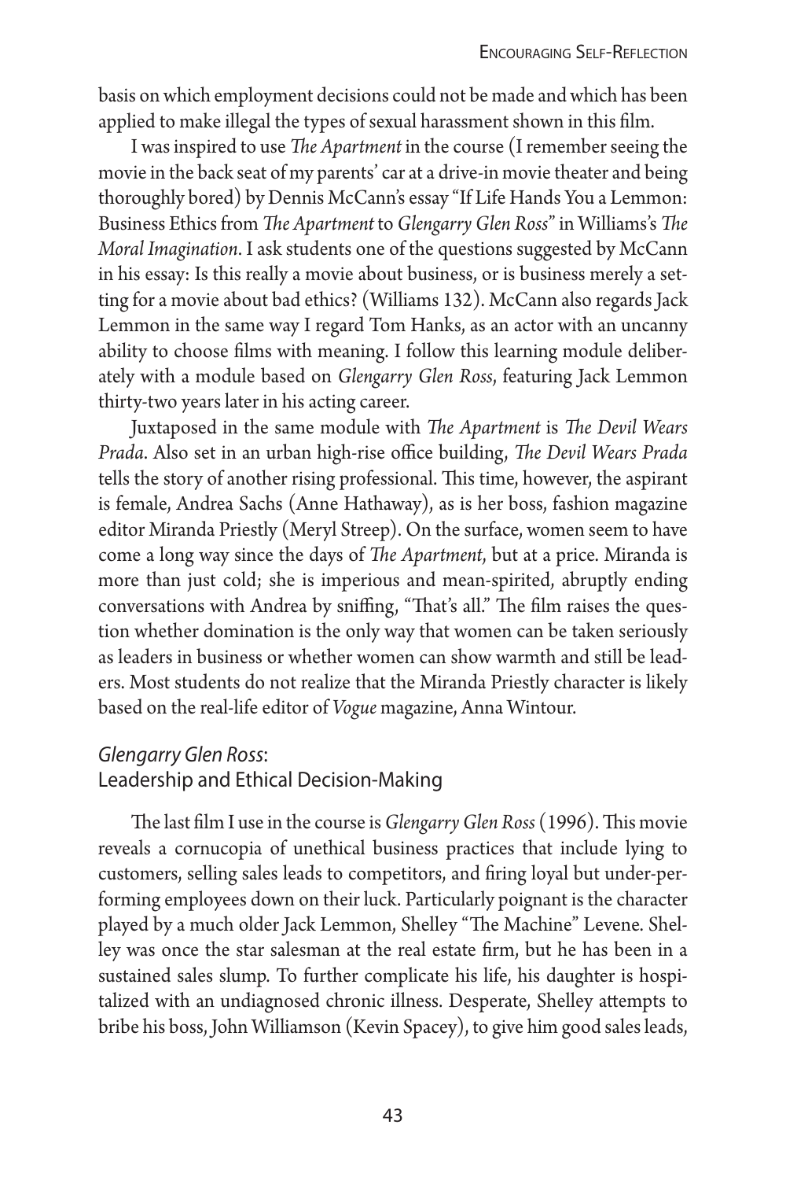basis on which employment decisions could not be made and which has been applied to make illegal the types of sexual harassment shown in this film.

I was inspired to use *The Apartment* in the course (I remember seeing the movie in the back seat of my parents' car at a drive-in movie theater and being thoroughly bored) by Dennis McCann's essay "If Life Hands You a Lemmon: Business Ethics from *The Apartment* to *Glengarry Glen Ross*" in Williams's *The Moral Imagination*. I ask students one of the questions suggested by McCann in his essay: Is this really a movie about business, or is business merely a setting for a movie about bad ethics? (Williams 132). McCann also regards Jack Lemmon in the same way I regard Tom Hanks, as an actor with an uncanny ability to choose films with meaning. I follow this learning module deliberately with a module based on *Glengarry Glen Ross*, featuring Jack Lemmon thirty-two years later in his acting career.

Juxtaposed in the same module with *The Apartment* is *The Devil Wears Prada*. Also set in an urban high-rise office building, *The Devil Wears Prada* tells the story of another rising professional. This time, however, the aspirant is female, Andrea Sachs (Anne Hathaway), as is her boss, fashion magazine editor Miranda Priestly (Meryl Streep). On the surface, women seem to have come a long way since the days of *The Apartment*, but at a price. Miranda is more than just cold; she is imperious and mean-spirited, abruptly ending conversations with Andrea by sniffing, "That's all." The film raises the question whether domination is the only way that women can be taken seriously as leaders in business or whether women can show warmth and still be leaders. Most students do not realize that the Miranda Priestly character is likely based on the real-life editor of *Vogue* magazine, Anna Wintour.

## *Glengarry Glen Ross*: Leadership and Ethical Decision-Making

The last film I use in the course is *Glengarry Glen Ross* (1996). This movie reveals a cornucopia of unethical business practices that include lying to customers, selling sales leads to competitors, and firing loyal but under-performing employees down on their luck. Particularly poignant is the character played by a much older Jack Lemmon, Shelley "The Machine" Levene. Shelley was once the star salesman at the real estate firm, but he has been in a sustained sales slump. To further complicate his life, his daughter is hospitalized with an undiagnosed chronic illness. Desperate, Shelley attempts to bribe his boss, John Williamson (Kevin Spacey), to give him good sales leads,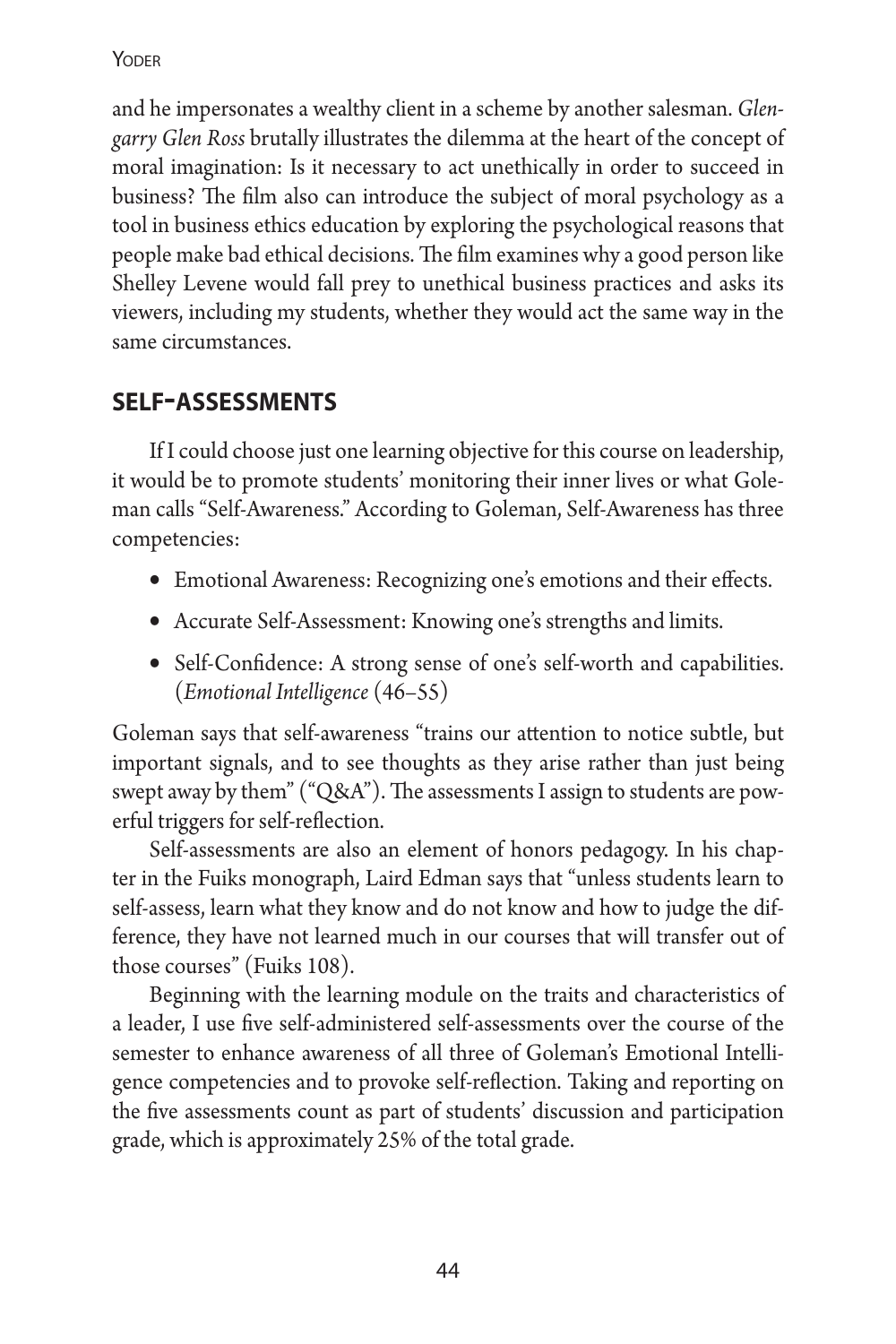and he impersonates a wealthy client in a scheme by another salesman. *Glengarry Glen Ross* brutally illustrates the dilemma at the heart of the concept of moral imagination: Is it necessary to act unethically in order to succeed in business? The film also can introduce the subject of moral psychology as a tool in business ethics education by exploring the psychological reasons that people make bad ethical decisions. The film examines why a good person like Shelley Levene would fall prey to unethical business practices and asks its viewers, including my students, whether they would act the same way in the same circumstances.

## SELF-ASSESSMENTS

If I could choose just one learning objective for this course on leadership, it would be to promote students' monitoring their inner lives or what Goleman calls "Self-Awareness." According to Goleman, Self-Awareness has three competencies:

- Emotional Awareness: Recognizing one's emotions and their effects.
- Accurate Self-Assessment: Knowing one's strengths and limits.
- Self-Confidence: A strong sense of one's self-worth and capabilities. (*Emotional Intelligence* (46–55)

Goleman says that self-awareness "trains our attention to notice subtle, but important signals, and to see thoughts as they arise rather than just being swept away by them" ("Q&A"). The assessments I assign to students are powerful triggers for self-reflection.

Self-assessments are also an element of honors pedagogy. In his chapter in the Fuiks monograph, Laird Edman says that "unless students learn to self-assess, learn what they know and do not know and how to judge the difference, they have not learned much in our courses that will transfer out of those courses" (Fuiks 108).

Beginning with the learning module on the traits and characteristics of a leader, I use five self-administered self-assessments over the course of the semester to enhance awareness of all three of Goleman's Emotional Intelligence competencies and to provoke self-reflection. Taking and reporting on the five assessments count as part of students' discussion and participation grade, which is approximately 25% of the total grade.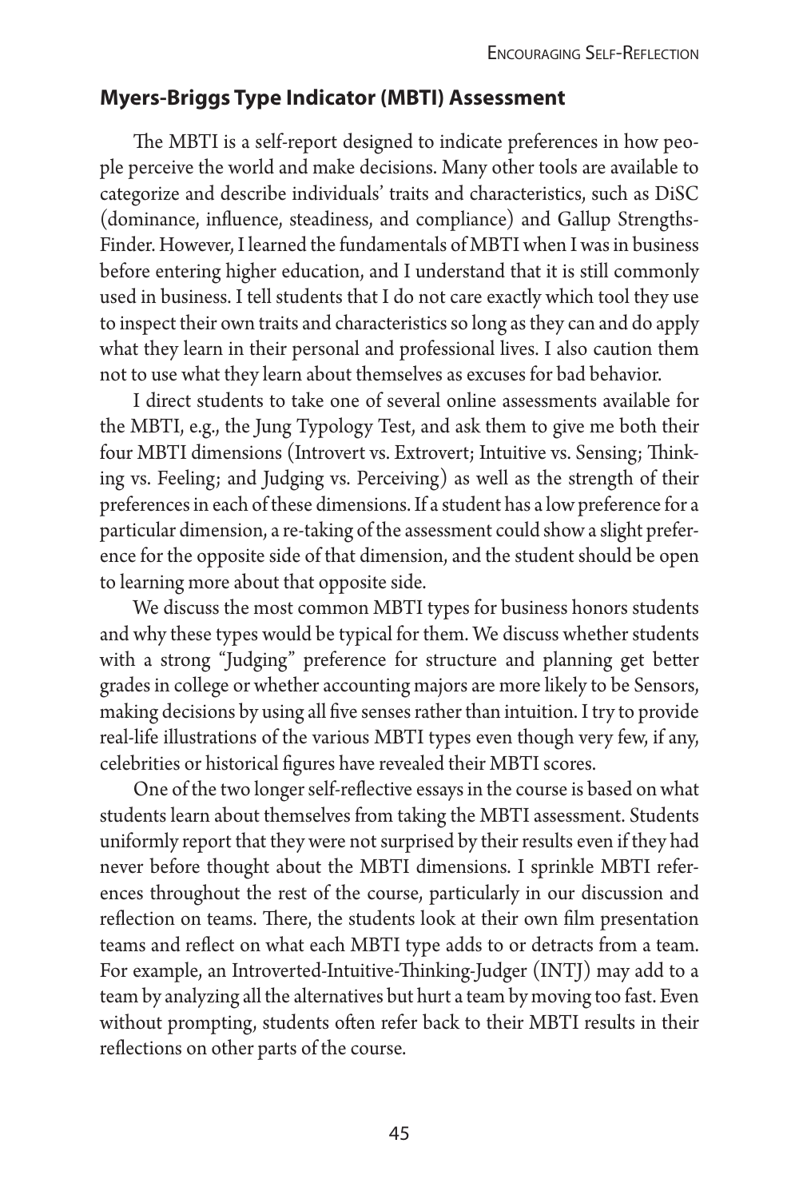## Myers-Briggs Type Indicator (MBTI) Assessment

The MBTI is a self-report designed to indicate preferences in how people perceive the world and make decisions. Many other tools are available to categorize and describe individuals' traits and characteristics, such as DiSC (dominance, influence, steadiness, and compliance) and Gallup StrengthsFinder. However, I learned the fundamentals of MBTI when I was in business before entering higher education, and I understand that it is still commonly used in business. I tell students that I do not care exactly which tool they use to inspect their own traits and characteristics so long as they can and do apply what they learn in their personal and professional lives. I also caution them not to use what they learn about themselves as excuses for bad behavior.

I direct students to take one of several online assessments available for the MBTI, e.g., the Jung Typology Test, and ask them to give me both their four MBTI dimensions (Introvert vs. Extrovert; Intuitive vs. Sensing; Thinking vs. Feeling; and Judging vs. Perceiving) as well as the strength of their preferences in each of these dimensions. If a student has a low preference for a particular dimension, a re-taking of the assessment could show a slight preference for the opposite side of that dimension, and the student should be open to learning more about that opposite side.

We discuss the most common MBTI types for business honors students and why these types would be typical for them. We discuss whether students with a strong "Judging" preference for structure and planning get better grades in college or whether accounting majors are more likely to be Sensors, making decisions by using all five senses rather than intuition. I try to provide real-life illustrations of the various MBTI types even though very few, if any, celebrities or historical figures have revealed their MBTI scores.

One of the two longer self-reflective essays in the course is based on what students learn about themselves from taking the MBTI assessment. Students uniformly report that they were not surprised by their results even if they had never before thought about the MBTI dimensions. I sprinkle MBTI references throughout the rest of the course, particularly in our discussion and reflection on teams. There, the students look at their own film presentation teams and reflect on what each MBTI type adds to or detracts from a team. For example, an Introverted-Intuitive-Thinking-Judger (INTJ) may add to a team by analyzing all the alternatives but hurt a team by moving too fast. Even without prompting, students often refer back to their MBTI results in their reflections on other parts of the course.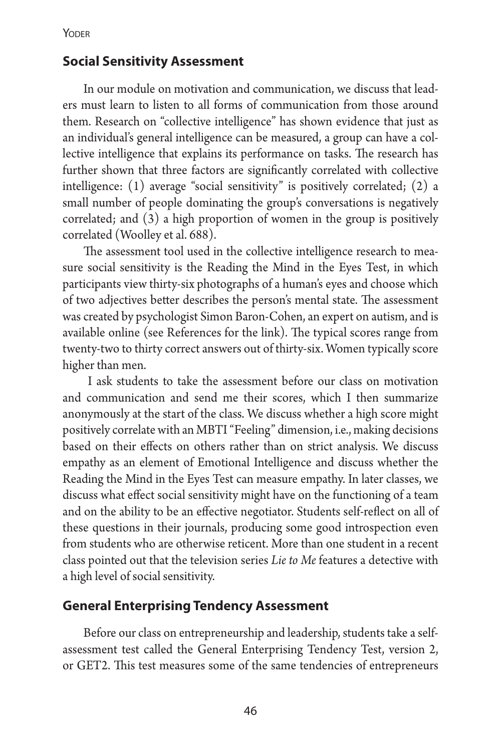## Social Sensitivity Assessment

In our module on motivation and communication, we discuss that leaders must learn to listen to all forms of communication from those around them. Research on "collective intelligence" has shown evidence that just as an individual's general intelligence can be measured, a group can have a collective intelligence that explains its performance on tasks. The research has further shown that three factors are significantly correlated with collective intelligence: (1) average "social sensitivity" is positively correlated; (2) a small number of people dominating the group's conversations is negatively correlated; and (3) a high proportion of women in the group is positively correlated (Woolley et al. 688).

The assessment tool used in the collective intelligence research to measure social sensitivity is the Reading the Mind in the Eyes Test, in which participants view thirty-six photographs of a human's eyes and choose which of two adjectives better describes the person's mental state. The assessment was created by psychologist Simon Baron-Cohen, an expert on autism, and is available online (see References for the link). The typical scores range from twenty-two to thirty correct answers out of thirty-six. Women typically score higher than men.

I ask students to take the assessment before our class on motivation and communication and send me their scores, which I then summarize anonymously at the start of the class. We discuss whether a high score might positively correlate with an MBTI "Feeling" dimension, i.e., making decisions based on their effects on others rather than on strict analysis. We discuss empathy as an element of Emotional Intelligence and discuss whether the Reading the Mind in the Eyes Test can measure empathy. In later classes, we discuss what effect social sensitivity might have on the functioning of a team and on the ability to be an effective negotiator. Students self-reflect on all of these questions in their journals, producing some good introspection even from students who are otherwise reticent. More than one student in a recent class pointed out that the television series *Lie to Me* features a detective with a high level of social sensitivity.

## General Enterprising Tendency Assessment

Before our class on entrepreneurship and leadership, students take a self-assessment test called the General Enterprising Tendency Test, version 2, or GET2. This test measures some of the same tendencies of entrepreneurs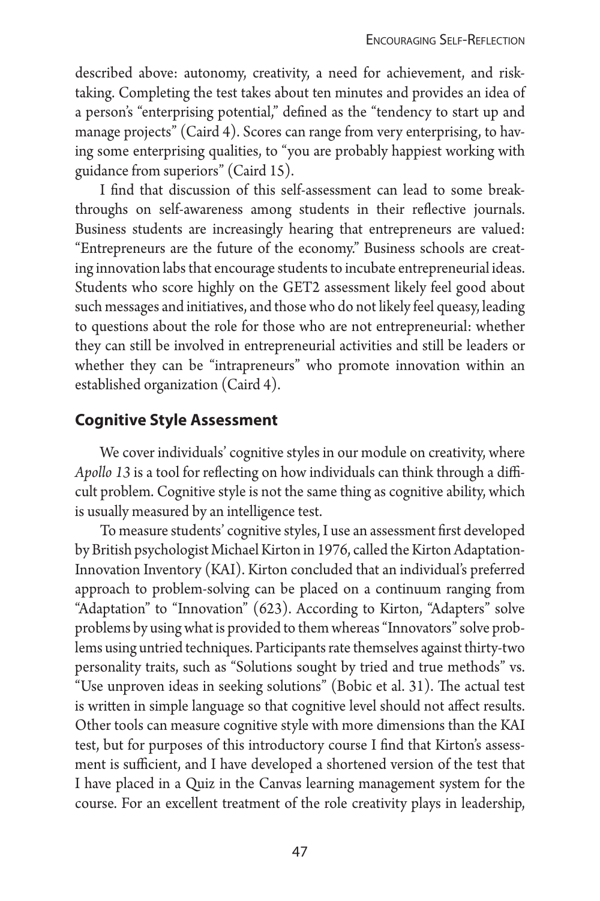described above: autonomy, creativity, a need for achievement, and risk-taking. Completing the test takes about ten minutes and provides an idea of a person's "enterprising potential," defined as the "tendency to start up and manage projects" (Caird 4). Scores can range from very enterprising, to having some enterprising qualities, to "you are probably happiest working with guidance from superiors" (Caird 15).

I find that discussion of this self-assessment can lead to some breakthroughs on self-awareness among students in their reflective journals. Business students are increasingly hearing that entrepreneurs are valued: "Entrepreneurs are the future of the economy." Business schools are creating innovation labs that encourage students to incubate entrepreneurial ideas. Students who score highly on the GET2 assessment likely feel good about such messages and initiatives, and those who do not likely feel queasy, leading to questions about the role for those who are not entrepreneurial: whether they can still be involved in entrepreneurial activities and still be leaders or whether they can be "intrapreneurs" who promote innovation within an established organization (Caird 4).

## Cognitive Style Assessment

We cover individuals' cognitive styles in our module on creativity, where *Apollo 13* is a tool for reflecting on how individuals can think through a difficult problem. Cognitive style is not the same thing as cognitive ability, which is usually measured by an intelligence test.

To measure students' cognitive styles, I use an assessment first developed by British psychologist Michael Kirton in 1976, called the Kirton Adaptation-Innovation Inventory (KAI). Kirton concluded that an individual's preferred approach to problem-solving can be placed on a continuum ranging from "Adaptation" to "Innovation" (623). According to Kirton, "Adapters" solve problems by using what is provided to them whereas "Innovators" solve problems using untried techniques. Participants rate themselves against thirty-two personality traits, such as "Solutions sought by tried and true methods" vs. "Use unproven ideas in seeking solutions" (Bobic et al. 31). The actual test is written in simple language so that cognitive level should not affect results. Other tools can measure cognitive style with more dimensions than the KAI test, but for purposes of this introductory course I find that Kirton's assessment is sufficient, and I have developed a shortened version of the test that I have placed in a Quiz in the Canvas learning management system for the course. For an excellent treatment of the role creativity plays in leadership,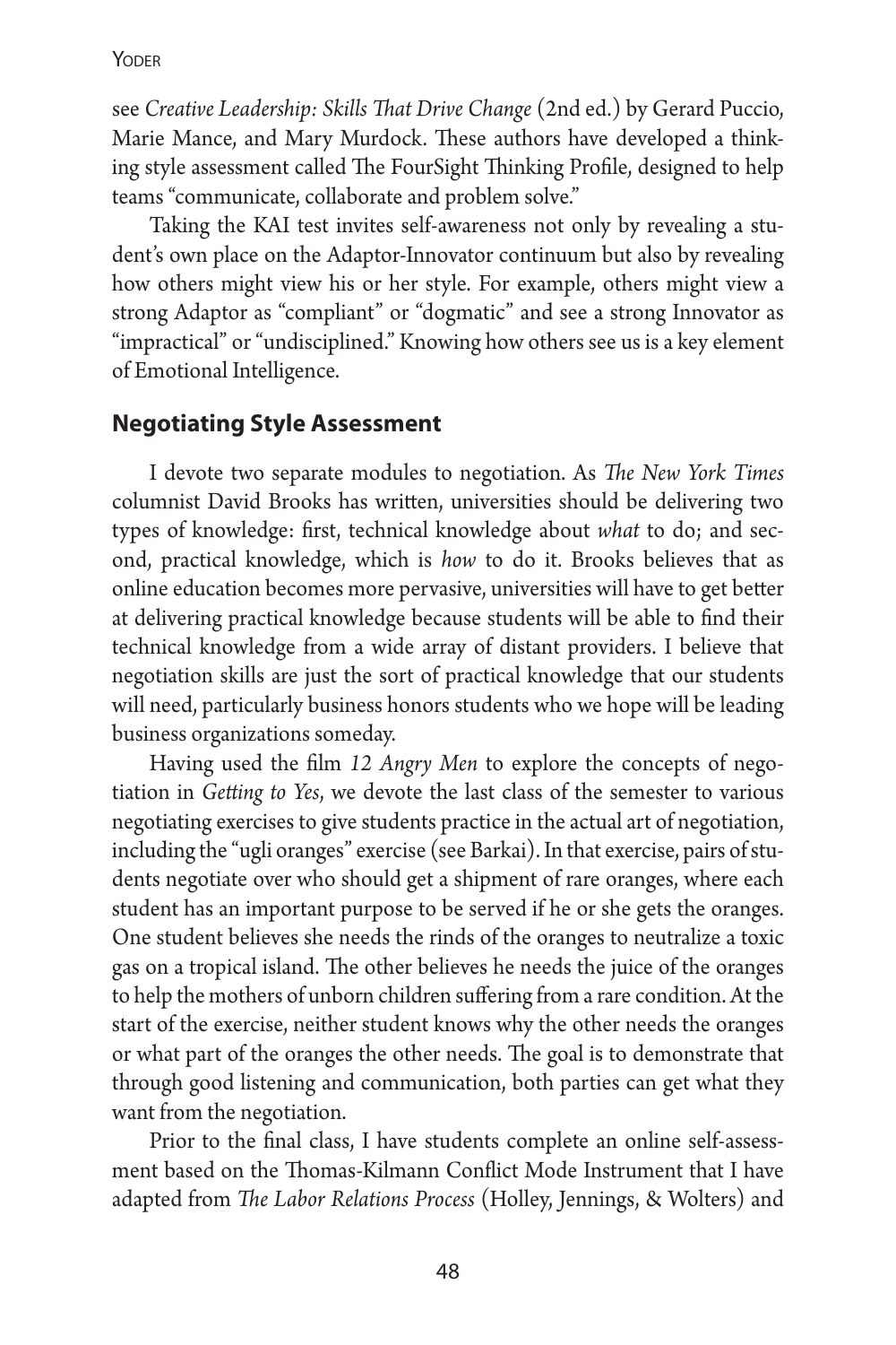see *Creative Leadership: Skills That Drive Change* (2nd ed.) by Gerard Puccio, Marie Mance, and Mary Murdock. These authors have developed a thinking style assessment called The FourSight Thinking Profile, designed to help teams "communicate, collaborate and problem solve."

Taking the KAI test invites self-awareness not only by revealing a student's own place on the Adaptor-Innovator continuum but also by revealing how others might view his or her style. For example, others might view a strong Adaptor as "compliant" or "dogmatic" and see a strong Innovator as "impractical" or "undisciplined." Knowing how others see us is a key element of Emotional Intelligence.

## Negotiating Style Assessment

I devote two separate modules to negotiation. As *The New York Times* columnist David Brooks has written, universities should be delivering two types of knowledge: first, technical knowledge about *what* to do; and second, practical knowledge, which is *how* to do it. Brooks believes that as online education becomes more pervasive, universities will have to get better at delivering practical knowledge because students will be able to find their technical knowledge from a wide array of distant providers. I believe that negotiation skills are just the sort of practical knowledge that our students will need, particularly business honors students who we hope will be leading business organizations someday.

Having used the film *12 Angry Men* to explore the concepts of negotiation in *Getting to Yes*, we devote the last class of the semester to various negotiating exercises to give students practice in the actual art of negotiation, including the "ugli oranges" exercise (see Barkai). In that exercise, pairs of students negotiate over who should get a shipment of rare oranges, where each student has an important purpose to be served if he or she gets the oranges. One student believes she needs the rinds of the oranges to neutralize a toxic gas on a tropical island. The other believes he needs the juice of the oranges to help the mothers of unborn children suffering from a rare condition. At the start of the exercise, neither student knows why the other needs the oranges or what part of the oranges the other needs. The goal is to demonstrate that through good listening and communication, both parties can get what they want from the negotiation.

Prior to the final class, I have students complete an online self-assessment based on the Thomas-Kilmann Conflict Mode Instrument that I have adapted from *The Labor Relations Process* (Holley, Jennings, & Wolters) and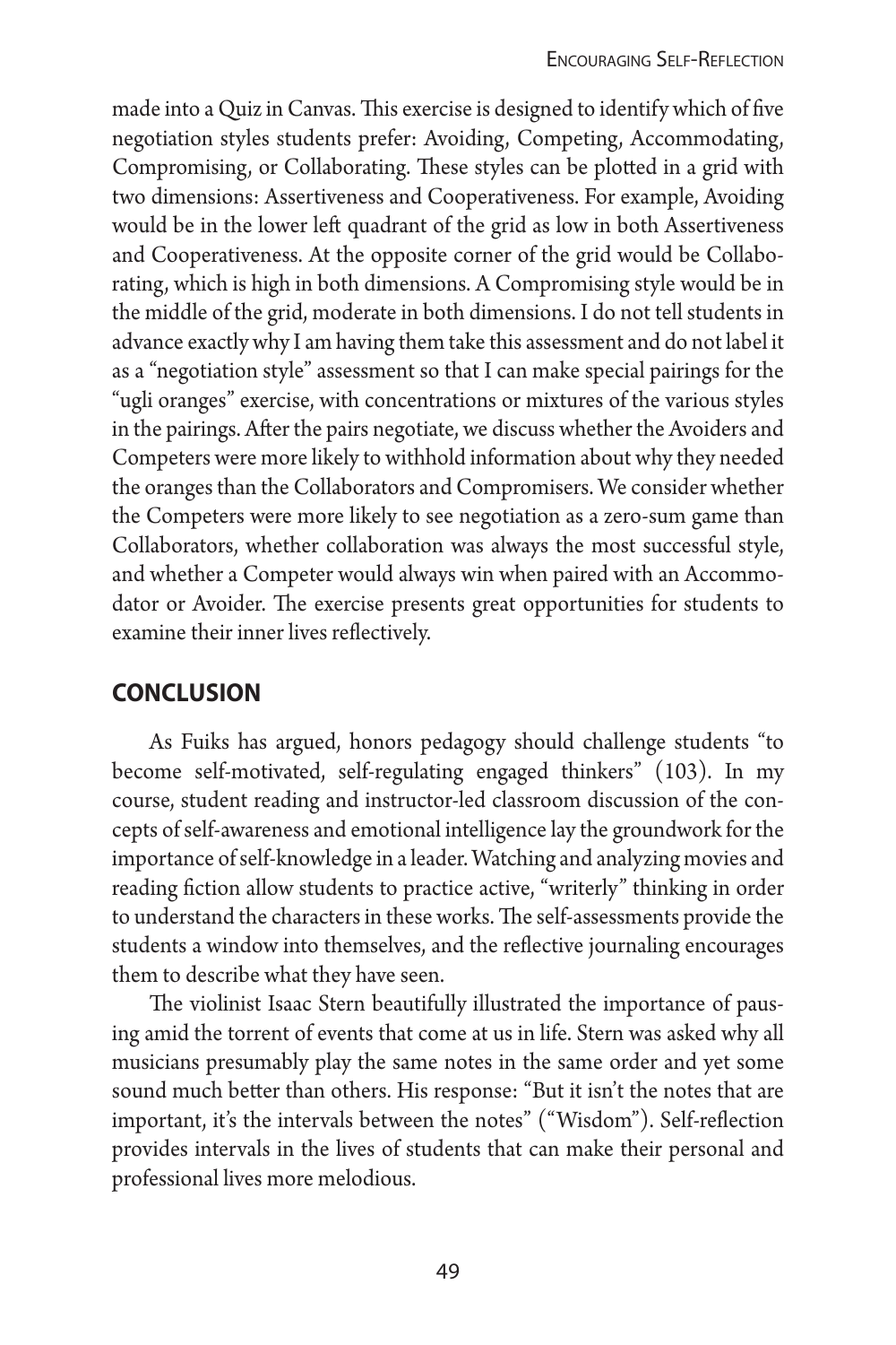made into a Quiz in Canvas. This exercise is designed to identify which of five negotiation styles students prefer: Avoiding, Competing, Accommodating, Compromising, or Collaborating. These styles can be plotted in a grid with two dimensions: Assertiveness and Cooperativeness. For example, Avoiding would be in the lower left quadrant of the grid as low in both Assertiveness and Cooperativeness. At the opposite corner of the grid would be Collaborating, which is high in both dimensions. A Compromising style would be in the middle of the grid, moderate in both dimensions. I do not tell students in advance exactly why I am having them take this assessment and do not label it as a "negotiation style" assessment so that I can make special pairings for the "ugli oranges" exercise, with concentrations or mixtures of the various styles in the pairings. After the pairs negotiate, we discuss whether the Avoiders and Competers were more likely to withhold information about why they needed the oranges than the Collaborators and Compromisers. We consider whether the Competers were more likely to see negotiation as a zero-sum game than Collaborators, whether collaboration was always the most successful style, and whether a Competer would always win when paired with an Accommodator or Avoider. The exercise presents great opportunities for students to examine their inner lives reflectively.

## CONCLUSION

As Fuiks has argued, honors pedagogy should challenge students "to become self-motivated, self-regulating engaged thinkers" (103). In my course, student reading and instructor-led classroom discussion of the concepts of self-awareness and emotional intelligence lay the groundwork for the importance of self-knowledge in a leader. Watching and analyzing movies and reading fiction allow students to practice active, "writerly" thinking in order to understand the characters in these works. The self-assessments provide the students a window into themselves, and the reflective journaling encourages them to describe what they have seen.

The violinist Isaac Stern beautifully illustrated the importance of pausing amid the torrent of events that come at us in life. Stern was asked why all musicians presumably play the same notes in the same order and yet some sound much better than others. His response: "But it isn't the notes that are important, it's the intervals between the notes" ("Wisdom"). Self-reflection provides intervals in the lives of students that can make their personal and professional lives more melodious.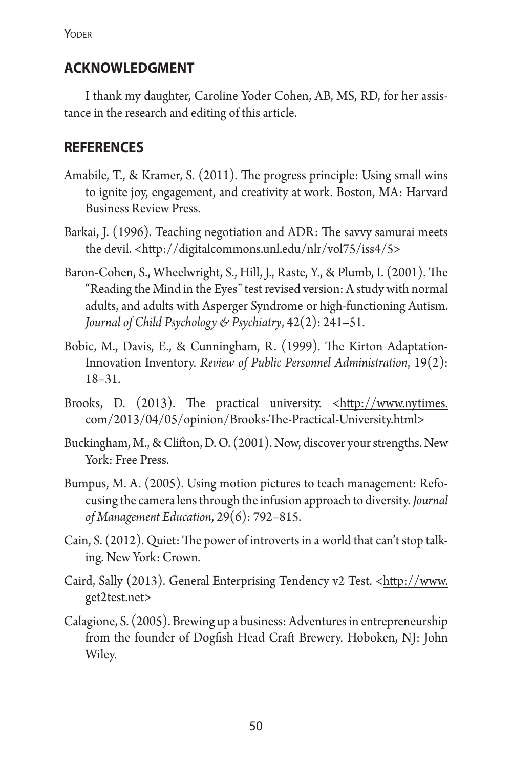## ACKNOWLEDGMENT

I thank my daughter, Caroline Yoder Cohen, AB, MS, RD, for her assistance in the research and editing of this article.

## REFERENCES

Amabile, T., & Kramer, S. (2011). The progress principle: Using small wins to ignite joy, engagement, and creativity at work. Boston, MA: Harvard Business Review Press.

Barkai, J. (1996). Teaching negotiation and ADR: The savvy samurai meets the devil. <http://digitalcommons.unl.edu/nlr/vol75/iss4/5>

Baron-Cohen, S., Wheelwright, S., Hill, J., Raste, Y., & Plumb, I. (2001). The "Reading the Mind in the Eyes" test revised version: A study with normal adults, and adults with Asperger Syndrome or high-functioning Autism. *Journal of Child Psychology & Psychiatry*, 42(2): 241–51.

Bobic, M., Davis, E., & Cunningham, R. (1999). The Kirton Adaptation-Innovation Inventory. *Review of Public Personnel Administration*, 19(2): 18–31.

Brooks, D. (2013). The practical university. <http://www.nytimes.com/2013/04/05/opinion/Brooks-The-Practical-University.html>

Buckingham, M., & Clifton, D. O. (2001). Now, discover your strengths. New York: Free Press.

Bumpus, M. A. (2005). Using motion pictures to teach management: Refocusing the camera lens through the infusion approach to diversity. *Journal of Management Education*, 29(6): 792–815.

Cain, S. (2012). Quiet: The power of introverts in a world that can't stop talking. New York: Crown.

Caird, Sally (2013). General Enterprising Tendency v2 Test. <http://www.get2test.net>

Calagione, S. (2005). Brewing up a business: Adventures in entrepreneurship from the founder of Dogfish Head Craft Brewery. Hoboken, NJ: John Wiley.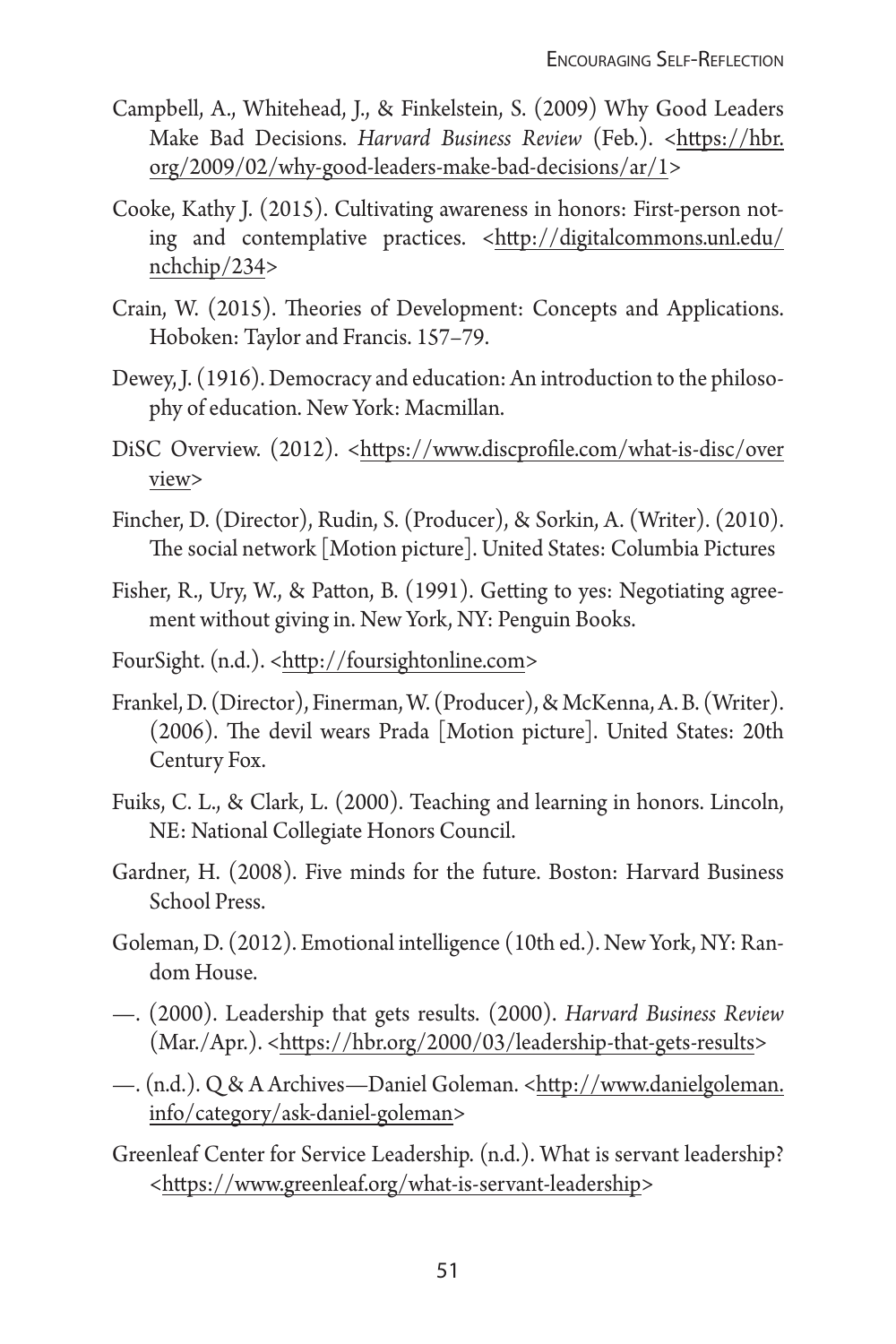Campbell, A., Whitehead, J., & Finkelstein, S. (2009) Why Good Leaders Make Bad Decisions. *Harvard Business Review* (Feb.). <https://hbr.org/2009/02/why-good-leaders-make-bad-decisions/ar/1>

Cooke, Kathy J. (2015). Cultivating awareness in honors: First-person noting and contemplative practices. <http://digitalcommons.unl.edu/nchchip/234>

Crain, W. (2015). Theories of Development: Concepts and Applications. Hoboken: Taylor and Francis. 157–79.

Dewey, J. (1916). Democracy and education: An introduction to the philosophy of education. New York: Macmillan.

DiSC Overview. (2012). <https://www.discprofile.com/what-is-disc/overview>

Fincher, D. (Director), Rudin, S. (Producer), & Sorkin, A. (Writer). (2010). The social network [Motion picture]. United States: Columbia Pictures

Fisher, R., Ury, W., & Patton, B. (1991). Getting to yes: Negotiating agreement without giving in. New York, NY: Penguin Books.

FourSight. (n.d.). <http://foursightonline.com>

Frankel, D. (Director), Finerman, W. (Producer), & McKenna, A. B. (Writer). (2006). The devil wears Prada [Motion picture]. United States: 20th Century Fox.

Fuiks, C. L., & Clark, L. (2000). Teaching and learning in honors. Lincoln, NE: National Collegiate Honors Council.

Gardner, H. (2008). Five minds for the future. Boston: Harvard Business School Press.

Goleman, D. (2012). Emotional intelligence (10th ed.). New York, NY: Random House.

—. (2000). Leadership that gets results. (2000). *Harvard Business Review* (Mar./Apr.). <https://hbr.org/2000/03/leadership-that-gets-results>

—. (n.d.). Q & A Archives—Daniel Goleman. <http://www.danielgoleman.info/category/ask-daniel-goleman>

Greenleaf Center for Service Leadership. (n.d.). What is servant leadership? <https://www.greenleaf.org/what-is-servant-leadership>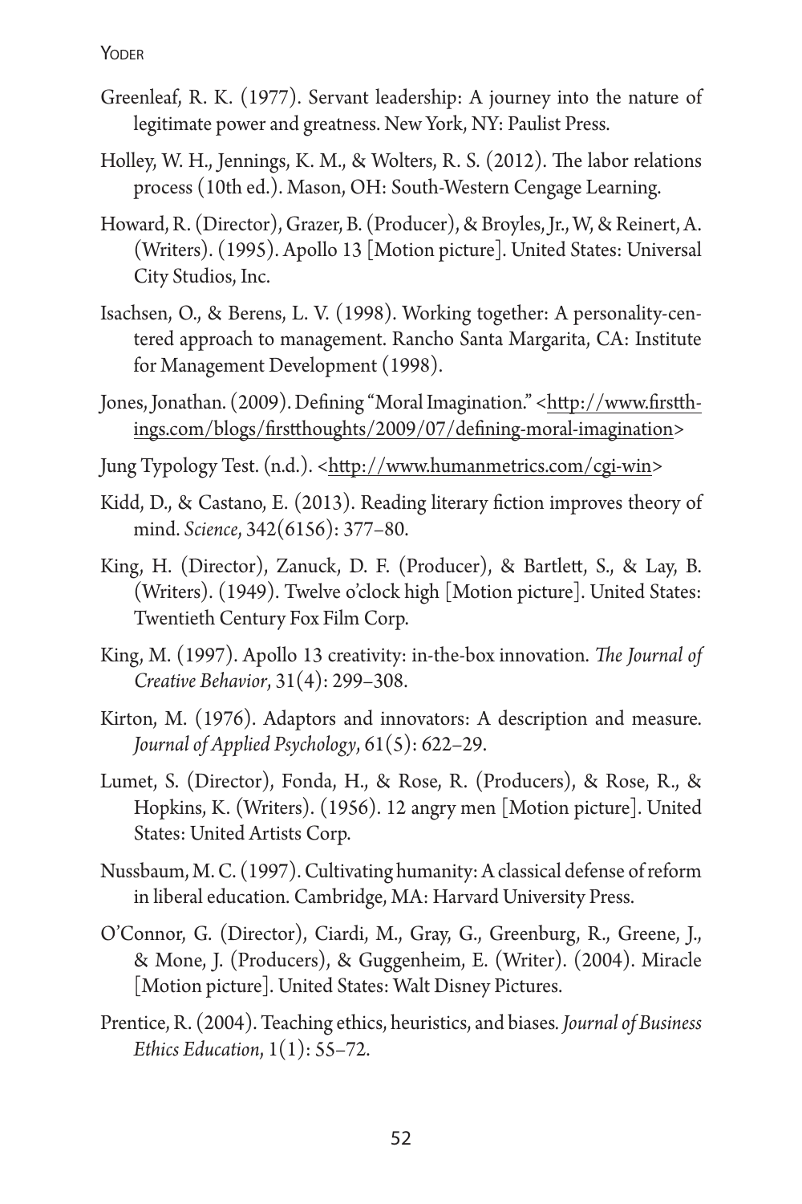Greenleaf, R. K. (1977). Servant leadership: A journey into the nature of legitimate power and greatness. New York, NY: Paulist Press.

Holley, W. H., Jennings, K. M., & Wolters, R. S. (2012). The labor relations process (10th ed.). Mason, OH: South-Western Cengage Learning.

Howard, R. (Director), Grazer, B. (Producer), & Broyles, Jr., W, & Reinert, A. (Writers). (1995). Apollo 13 [Motion picture]. United States: Universal City Studios, Inc.

Isachsen, O., & Berens, L. V. (1998). Working together: A personality-centered approach to management. Rancho Santa Margarita, CA: Institute for Management Development (1998).

Jones, Jonathan. (2009). Defining "Moral Imagination." <http://www.firstthings.com/blogs/firstthoughts/2009/07/defining-moral-imagination>

Jung Typology Test. (n.d.). <http://www.humanmetrics.com/cgi-win>

Kidd, D., & Castano, E. (2013). Reading literary fiction improves theory of mind. *Science*, 342(6156): 377–80.

King, H. (Director), Zanuck, D. F. (Producer), & Bartlett, S., & Lay, B. (Writers). (1949). Twelve o'clock high [Motion picture]. United States: Twentieth Century Fox Film Corp.

King, M. (1997). Apollo 13 creativity: in-the-box innovation. *The Journal of Creative Behavior*, 31(4): 299–308.

Kirton, M. (1976). Adaptors and innovators: A description and measure. *Journal of Applied Psychology*, 61(5): 622–29.

Lumet, S. (Director), Fonda, H., & Rose, R. (Producers), & Rose, R., & Hopkins, K. (Writers). (1956). 12 angry men [Motion picture]. United States: United Artists Corp.

Nussbaum, M. C. (1997). Cultivating humanity: A classical defense of reform in liberal education. Cambridge, MA: Harvard University Press.

O'Connor, G. (Director), Ciardi, M., Gray, G., Greenburg, R., Greene, J., & Mone, J. (Producers), & Guggenheim, E. (Writer). (2004). Miracle [Motion picture]. United States: Walt Disney Pictures.

Prentice, R. (2004). Teaching ethics, heuristics, and biases. *Journal of Business Ethics Education*, 1(1): 55–72.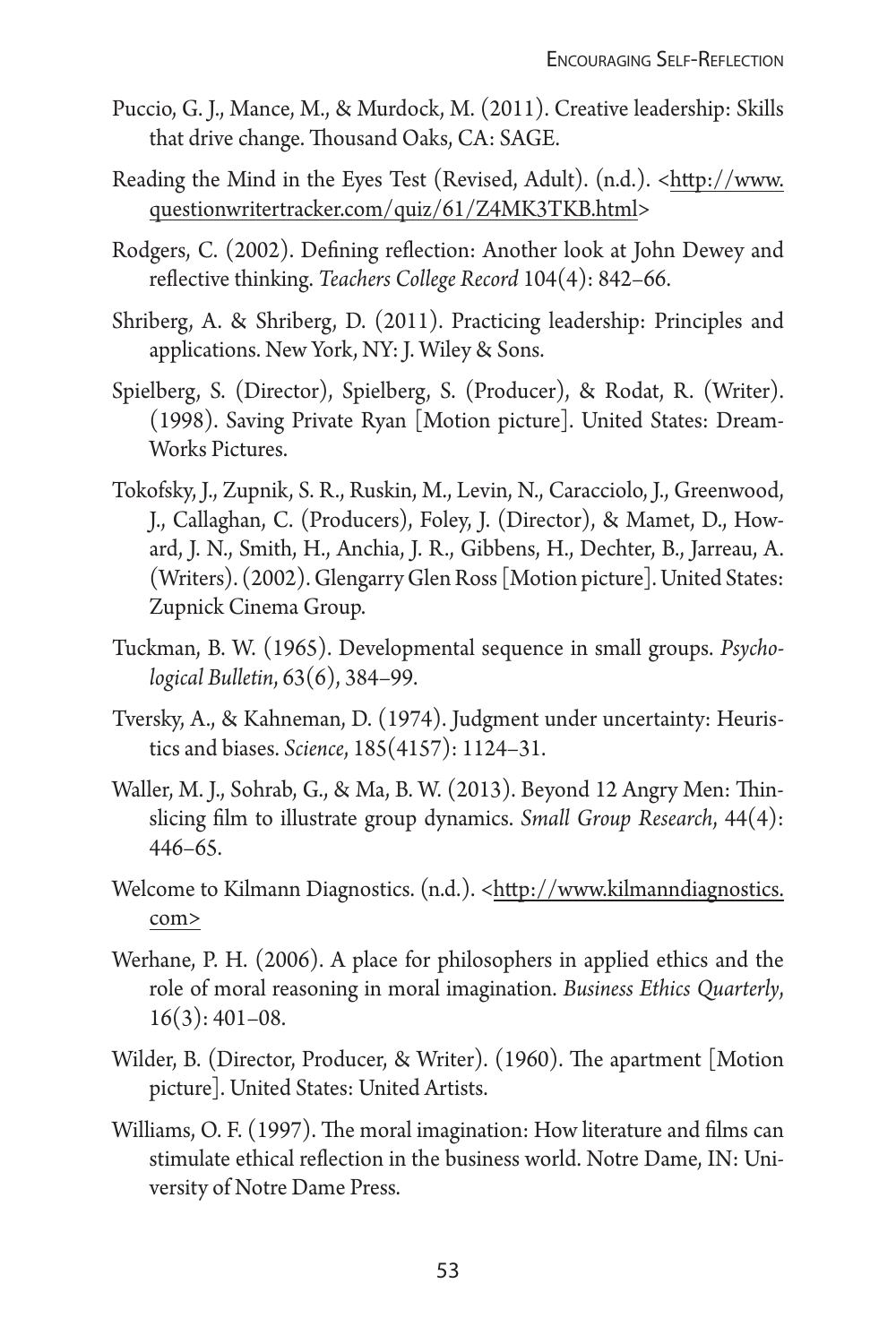Puccio, G. J., Mance, M., & Murdock, M. (2011). Creative leadership: Skills that drive change. Thousand Oaks, CA: SAGE.

Reading the Mind in the Eyes Test (Revised, Adult). (n.d.). <http://www.questionwritertracker.com/quiz/61/Z4MK3TKB.html>

Rodgers, C. (2002). Defining reflection: Another look at John Dewey and reflective thinking. *Teachers College Record* 104(4): 842–66.

Shriberg, A. & Shriberg, D. (2011). Practicing leadership: Principles and applications. New York, NY: J. Wiley & Sons.

Spielberg, S. (Director), Spielberg, S. (Producer), & Rodat, R. (Writer). (1998). Saving Private Ryan [Motion picture]. United States: DreamWorks Pictures.

Tokofsky, J., Zupnik, S. R., Ruskin, M., Levin, N., Caracciolo, J., Greenwood, J., Callaghan, C. (Producers), Foley, J. (Director), & Mamet, D., Howard, J. N., Smith, H., Anchia, J. R., Gibbens, H., Dechter, B., Jarreau, A. (Writers). (2002). Glengarry Glen Ross [Motion picture]. United States: Zupnick Cinema Group.

Tuckman, B. W. (1965). Developmental sequence in small groups. *Psychological Bulletin*, 63(6), 384–99.

Tversky, A., & Kahneman, D. (1974). Judgment under uncertainty: Heuristics and biases. *Science*, 185(4157): 1124–31.

Waller, M. J., Sohrab, G., & Ma, B. W. (2013). Beyond 12 Angry Men: Thin-slicing film to illustrate group dynamics. *Small Group Research*, 44(4): 446–65.

Welcome to Kilmann Diagnostics. (n.d.). <http://www.kilmanndiagnostics.com>

Werhane, P. H. (2006). A place for philosophers in applied ethics and the role of moral reasoning in moral imagination. *Business Ethics Quarterly*, 16(3): 401–08.

Wilder, B. (Director, Producer, & Writer). (1960). The apartment [Motion picture]. United States: United Artists.

Williams, O. F. (1997). The moral imagination: How literature and films can stimulate ethical reflection in the business world. Notre Dame, IN: University of Notre Dame Press.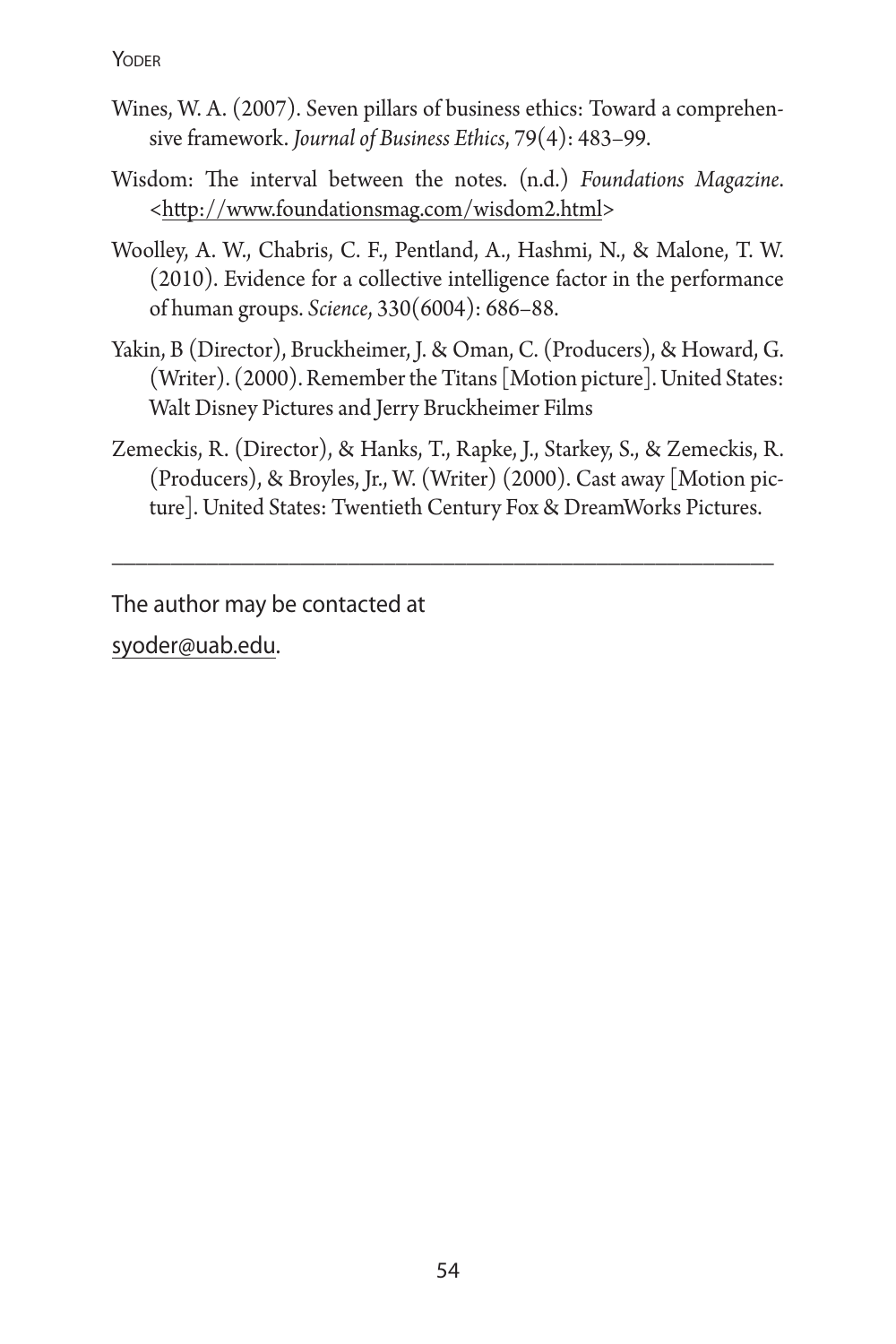Wines, W. A. (2007). Seven pillars of business ethics: Toward a comprehensive framework. *Journal of Business Ethics*, 79(4): 483–99.

Wisdom: The interval between the notes. (n.d.) *Foundations Magazine*. <http://www.foundationsmag.com/wisdom2.html>

Woolley, A. W., Chabris, C. F., Pentland, A., Hashmi, N., & Malone, T. W. (2010). Evidence for a collective intelligence factor in the performance of human groups. *Science*, 330(6004): 686–88.

Yakin, B (Director), Bruckheimer, J. & Oman, C. (Producers), & Howard, G. (Writer). (2000). Remember the Titans [Motion picture]. United States: Walt Disney Pictures and Jerry Bruckheimer Films

Zemeckis, R. (Director), & Hanks, T., Rapke, J., Starkey, S., & Zemeckis, R. (Producers), & Broyles, Jr., W. (Writer) (2000). Cast away [Motion picture]. United States: Twentieth Century Fox & DreamWorks Pictures.

---

The author may be contacted at
syoder@uab.edu.